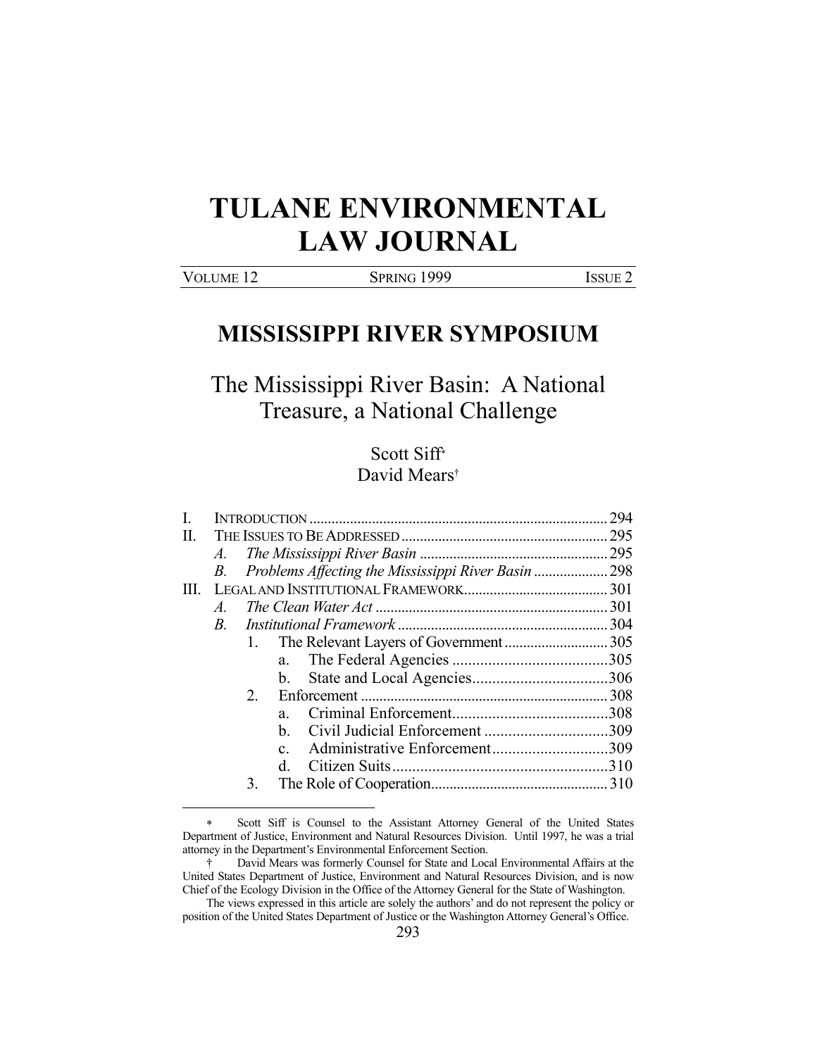# TULANE ENVIRONMENTAL LAW JOURNAL

VOLUME 12 | SPRING 1999 | ISSUE 2

## MISSISSIPPI RIVER SYMPOSIUM

## The Mississippi River Basin: A National Treasure, a National Challenge

Scott Siff*
David Mears†

I. INTRODUCTION .......... 294
II. THE ISSUES TO BE ADDRESSED .......... 295
  *A. The Mississippi River Basin* .......... 295
  *B. Problems Affecting the Mississippi River Basin* .......... 298
III. LEGAL AND INSTITUTIONAL FRAMEWORK .......... 301
  *A. The Clean Water Act* .......... 301
  *B. Institutional Framework* .......... 304
    1. The Relevant Layers of Government .......... 305
      a. The Federal Agencies .......... 305
      b. State and Local Agencies .......... 306
    2. Enforcement .......... 308
      a. Criminal Enforcement .......... 308
      b. Civil Judicial Enforcement .......... 309
      c. Administrative Enforcement .......... 309
      d. Citizen Suits .......... 310
    3. The Role of Cooperation .......... 310

---

\* Scott Siff is Counsel to the Assistant Attorney General of the United States Department of Justice, Environment and Natural Resources Division. Until 1997, he was a trial attorney in the Department's Environmental Enforcement Section.

† David Mears was formerly Counsel for State and Local Environmental Affairs at the United States Department of Justice, Environment and Natural Resources Division, and is now Chief of the Ecology Division in the Office of the Attorney General for the State of Washington.

The views expressed in this article are solely the authors' and do not represent the policy or position of the United States Department of Justice or the Washington Attorney General's Office.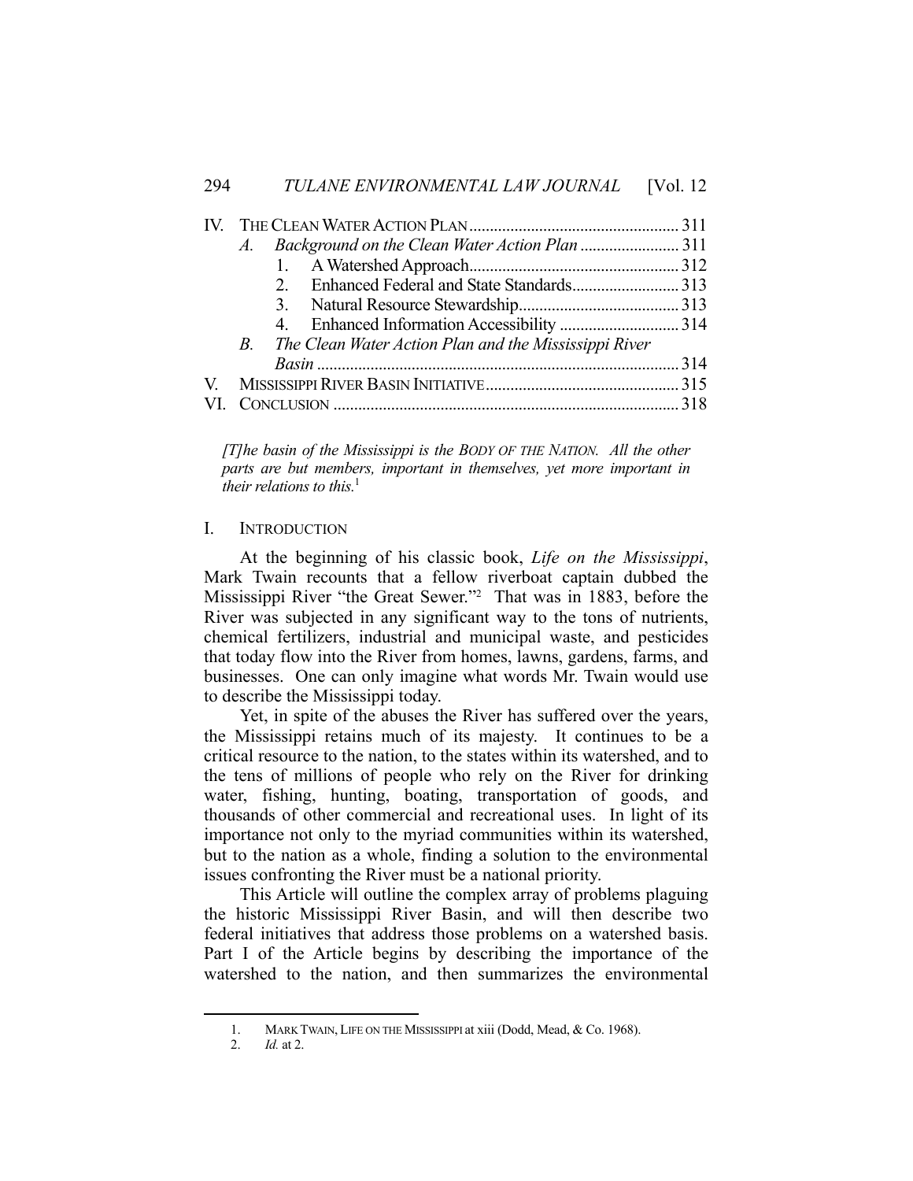| | | |
|---|---|---|
| IV. | THE CLEAN WATER ACTION PLAN | 311 |
| | *A. Background on the Clean Water Action Plan* | 311 |
| | 1. A Watershed Approach | 312 |
| | 2. Enhanced Federal and State Standards | 313 |
| | 3. Natural Resource Stewardship | 313 |
| | 4. Enhanced Information Accessibility | 314 |
| | *B. The Clean Water Action Plan and the Mississippi River Basin* | 314 |
| V. | MISSISSIPPI RIVER BASIN INITIATIVE | 315 |
| VI. | CONCLUSION | 318 |

> *[T]he basin of the Mississippi is the* BODY OF THE NATION. *All the other parts are but members, important in themselves, yet more important in their relations to this.*[1]

## I. INTRODUCTION

At the beginning of his classic book, *Life on the Mississippi*, Mark Twain recounts that a fellow riverboat captain dubbed the Mississippi River "the Great Sewer."[2] That was in 1883, before the River was subjected in any significant way to the tons of nutrients, chemical fertilizers, industrial and municipal waste, and pesticides that today flow into the River from homes, lawns, gardens, farms, and businesses. One can only imagine what words Mr. Twain would use to describe the Mississippi today.

Yet, in spite of the abuses the River has suffered over the years, the Mississippi retains much of its majesty. It continues to be a critical resource to the nation, to the states within its watershed, and to the tens of millions of people who rely on the River for drinking water, fishing, hunting, boating, transportation of goods, and thousands of other commercial and recreational uses. In light of its importance not only to the myriad communities within its watershed, but to the nation as a whole, finding a solution to the environmental issues confronting the River must be a national priority.

This Article will outline the complex array of problems plaguing the historic Mississippi River Basin, and will then describe two federal initiatives that address those problems on a watershed basis. Part I of the Article begins by describing the importance of the watershed to the nation, and then summarizes the environmental

1. MARK TWAIN, LIFE ON THE MISSISSIPPI at xiii (Dodd, Mead, & Co. 1968).
2. *Id.* at 2.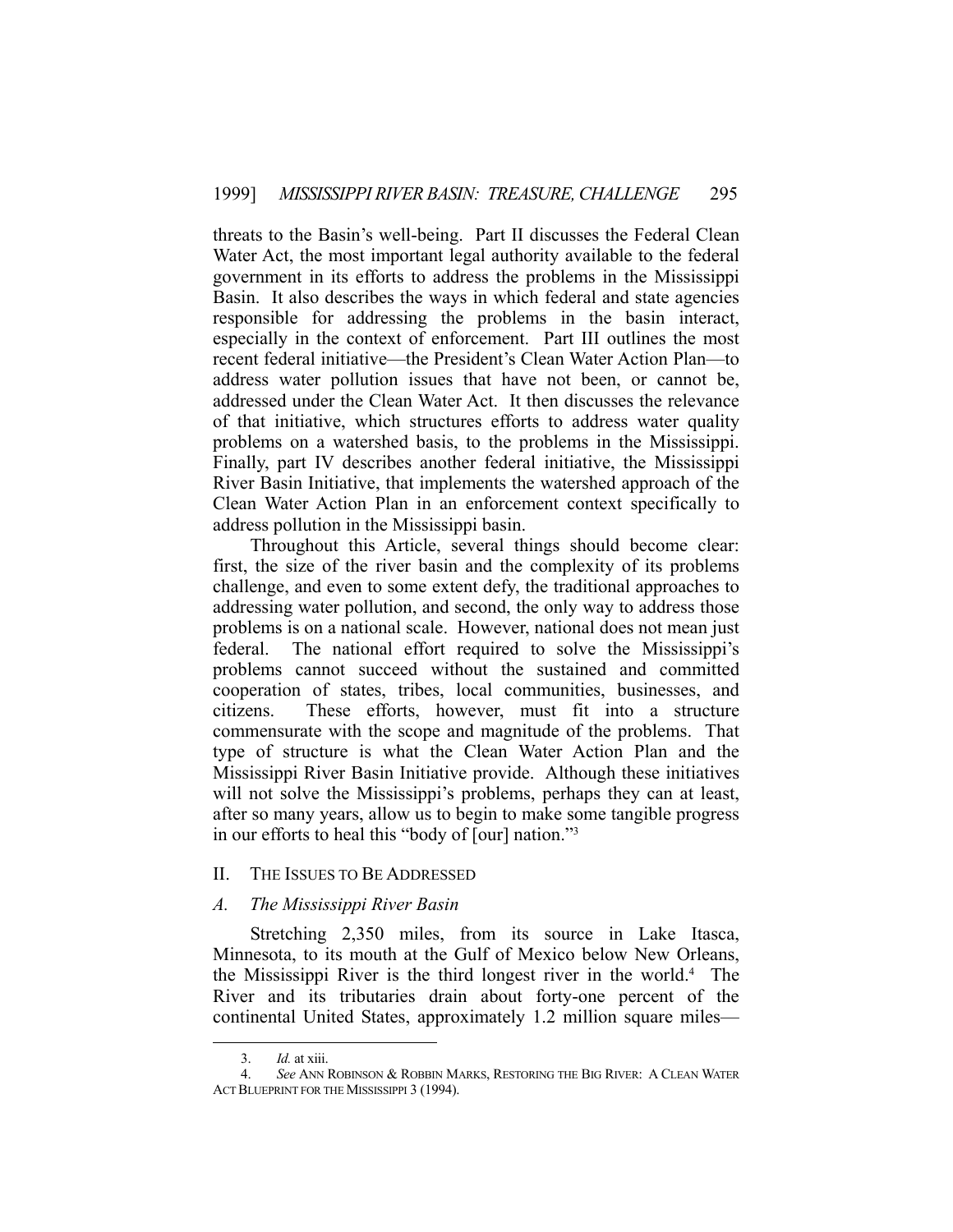threats to the Basin's well-being. Part II discusses the Federal Clean Water Act, the most important legal authority available to the federal government in its efforts to address the problems in the Mississippi Basin. It also describes the ways in which federal and state agencies responsible for addressing the problems in the basin interact, especially in the context of enforcement. Part III outlines the most recent federal initiative—the President's Clean Water Action Plan—to address water pollution issues that have not been, or cannot be, addressed under the Clean Water Act. It then discusses the relevance of that initiative, which structures efforts to address water quality problems on a watershed basis, to the problems in the Mississippi. Finally, part IV describes another federal initiative, the Mississippi River Basin Initiative, that implements the watershed approach of the Clean Water Action Plan in an enforcement context specifically to address pollution in the Mississippi basin.

Throughout this Article, several things should become clear: first, the size of the river basin and the complexity of its problems challenge, and even to some extent defy, the traditional approaches to addressing water pollution, and second, the only way to address those problems is on a national scale. However, national does not mean just federal. The national effort required to solve the Mississippi's problems cannot succeed without the sustained and committed cooperation of states, tribes, local communities, businesses, and citizens. These efforts, however, must fit into a structure commensurate with the scope and magnitude of the problems. That type of structure is what the Clean Water Action Plan and the Mississippi River Basin Initiative provide. Although these initiatives will not solve the Mississippi's problems, perhaps they can at least, after so many years, allow us to begin to make some tangible progress in our efforts to heal this "body of [our] nation."[3]

## II. THE ISSUES TO BE ADDRESSED

### *A. The Mississippi River Basin*

Stretching 2,350 miles, from its source in Lake Itasca, Minnesota, to its mouth at the Gulf of Mexico below New Orleans, the Mississippi River is the third longest river in the world.[4] The River and its tributaries drain about forty-one percent of the continental United States, approximately 1.2 million square miles—

---

3. *Id.* at xiii.

4. *See* ANN ROBINSON & ROBBIN MARKS, RESTORING THE BIG RIVER: A CLEAN WATER ACT BLUEPRINT FOR THE MISSISSIPPI 3 (1994).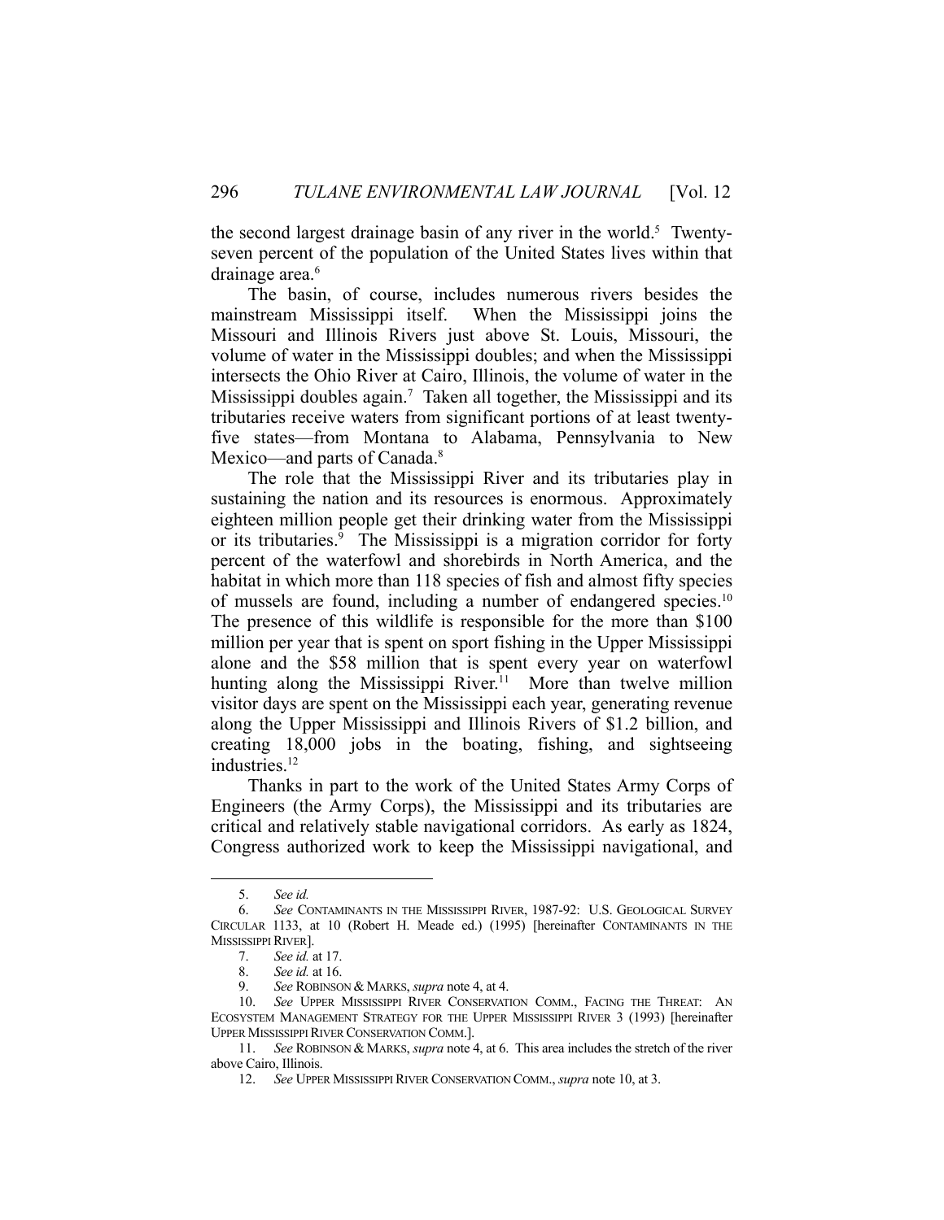the second largest drainage basin of any river in the world.[5] Twenty-seven percent of the population of the United States lives within that drainage area.[6]

The basin, of course, includes numerous rivers besides the mainstream Mississippi itself. When the Mississippi joins the Missouri and Illinois Rivers just above St. Louis, Missouri, the volume of water in the Mississippi doubles; and when the Mississippi intersects the Ohio River at Cairo, Illinois, the volume of water in the Mississippi doubles again.[7] Taken all together, the Mississippi and its tributaries receive waters from significant portions of at least twenty-five states—from Montana to Alabama, Pennsylvania to New Mexico—and parts of Canada.[8]

The role that the Mississippi River and its tributaries play in sustaining the nation and its resources is enormous. Approximately eighteen million people get their drinking water from the Mississippi or its tributaries.[9] The Mississippi is a migration corridor for forty percent of the waterfowl and shorebirds in North America, and the habitat in which more than 118 species of fish and almost fifty species of mussels are found, including a number of endangered species.[10] The presence of this wildlife is responsible for the more than $100 million per year that is spent on sport fishing in the Upper Mississippi alone and the $58 million that is spent every year on waterfowl hunting along the Mississippi River.[11] More than twelve million visitor days are spent on the Mississippi each year, generating revenue along the Upper Mississippi and Illinois Rivers of $1.2 billion, and creating 18,000 jobs in the boating, fishing, and sightseeing industries.[12]

Thanks in part to the work of the United States Army Corps of Engineers (the Army Corps), the Mississippi and its tributaries are critical and relatively stable navigational corridors. As early as 1824, Congress authorized work to keep the Mississippi navigational, and

---

5. *See id.*

6. *See* CONTAMINANTS IN THE MISSISSIPPI RIVER, 1987-92: U.S. GEOLOGICAL SURVEY CIRCULAR 1133, at 10 (Robert H. Meade ed.) (1995) [hereinafter CONTAMINANTS IN THE MISSISSIPPI RIVER].

7. *See id.* at 17.

8. *See id.* at 16.

9. *See* ROBINSON & MARKS, *supra* note 4, at 4.

10. *See* UPPER MISSISSIPPI RIVER CONSERVATION COMM., FACING THE THREAT: AN ECOSYSTEM MANAGEMENT STRATEGY FOR THE UPPER MISSISSIPPI RIVER 3 (1993) [hereinafter UPPER MISSISSIPPI RIVER CONSERVATION COMM.].

11. *See* ROBINSON & MARKS, *supra* note 4, at 6. This area includes the stretch of the river above Cairo, Illinois.

12. *See* UPPER MISSISSIPPI RIVER CONSERVATION COMM., *supra* note 10, at 3.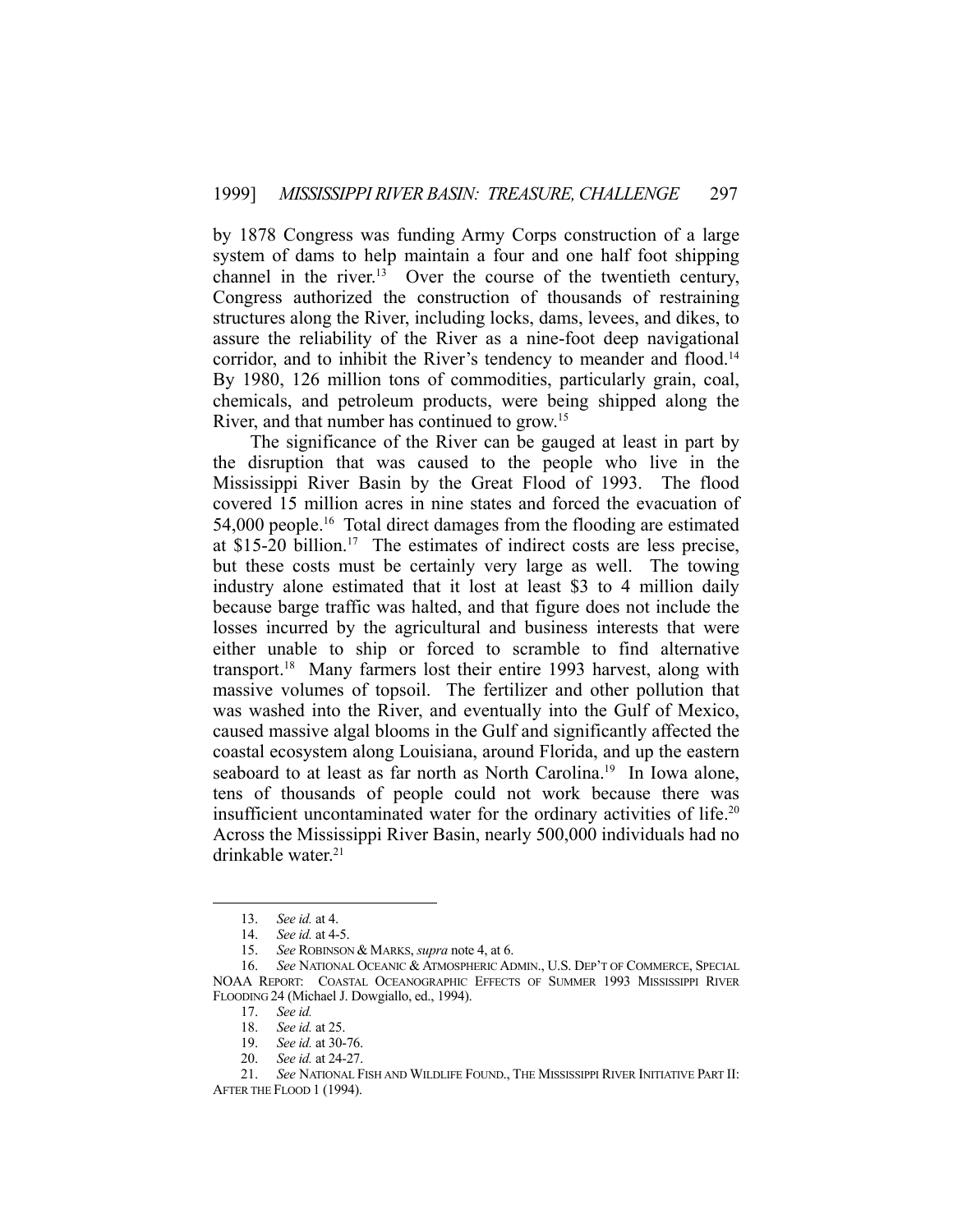by 1878 Congress was funding Army Corps construction of a large system of dams to help maintain a four and one half foot shipping channel in the river.[13] Over the course of the twentieth century, Congress authorized the construction of thousands of restraining structures along the River, including locks, dams, levees, and dikes, to assure the reliability of the River as a nine-foot deep navigational corridor, and to inhibit the River's tendency to meander and flood.[14] By 1980, 126 million tons of commodities, particularly grain, coal, chemicals, and petroleum products, were being shipped along the River, and that number has continued to grow.[15]

The significance of the River can be gauged at least in part by the disruption that was caused to the people who live in the Mississippi River Basin by the Great Flood of 1993. The flood covered 15 million acres in nine states and forced the evacuation of 54,000 people.[16] Total direct damages from the flooding are estimated at $15-20 billion.[17] The estimates of indirect costs are less precise, but these costs must be certainly very large as well. The towing industry alone estimated that it lost at least $3 to 4 million daily because barge traffic was halted, and that figure does not include the losses incurred by the agricultural and business interests that were either unable to ship or forced to scramble to find alternative transport.[18] Many farmers lost their entire 1993 harvest, along with massive volumes of topsoil. The fertilizer and other pollution that was washed into the River, and eventually into the Gulf of Mexico, caused massive algal blooms in the Gulf and significantly affected the coastal ecosystem along Louisiana, around Florida, and up the eastern seaboard to at least as far north as North Carolina.[19] In Iowa alone, tens of thousands of people could not work because there was insufficient uncontaminated water for the ordinary activities of life.[20] Across the Mississippi River Basin, nearly 500,000 individuals had no drinkable water.[21]

---

13. *See id.* at 4.
14. *See id.* at 4-5.
15. *See* ROBINSON & MARKS, *supra* note 4, at 6.
16. *See* NATIONAL OCEANIC & ATMOSPHERIC ADMIN., U.S. DEP'T OF COMMERCE, SPECIAL NOAA REPORT: COASTAL OCEANOGRAPHIC EFFECTS OF SUMMER 1993 MISSISSIPPI RIVER FLOODING 24 (Michael J. Dowgiallo, ed., 1994).
17. *See id.*
18. *See id.* at 25.
19. *See id.* at 30-76.
20. *See id.* at 24-27.
21. *See* NATIONAL FISH AND WILDLIFE FOUND., THE MISSISSIPPI RIVER INITIATIVE PART II: AFTER THE FLOOD 1 (1994).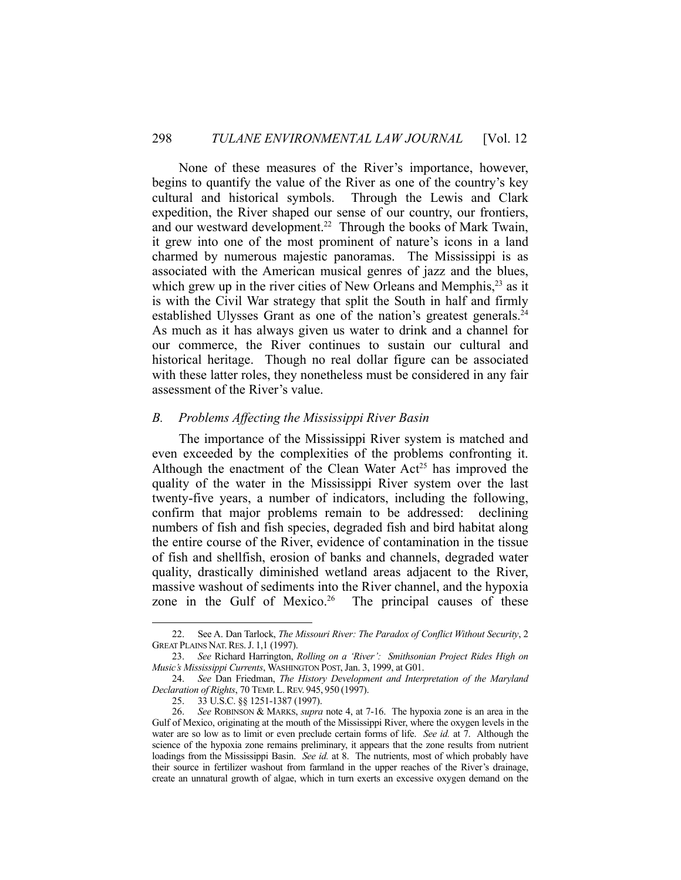None of these measures of the River's importance, however, begins to quantify the value of the River as one of the country's key cultural and historical symbols. Through the Lewis and Clark expedition, the River shaped our sense of our country, our frontiers, and our westward development.[22] Through the books of Mark Twain, it grew into one of the most prominent of nature's icons in a land charmed by numerous majestic panoramas. The Mississippi is as associated with the American musical genres of jazz and the blues, which grew up in the river cities of New Orleans and Memphis,[23] as it is with the Civil War strategy that split the South in half and firmly established Ulysses Grant as one of the nation's greatest generals.[24] As much as it has always given us water to drink and a channel for our commerce, the River continues to sustain our cultural and historical heritage. Though no real dollar figure can be associated with these latter roles, they nonetheless must be considered in any fair assessment of the River's value.

### *B. Problems Affecting the Mississippi River Basin*

The importance of the Mississippi River system is matched and even exceeded by the complexities of the problems confronting it. Although the enactment of the Clean Water Act[25] has improved the quality of the water in the Mississippi River system over the last twenty-five years, a number of indicators, including the following, confirm that major problems remain to be addressed: declining numbers of fish and fish species, degraded fish and bird habitat along the entire course of the River, evidence of contamination in the tissue of fish and shellfish, erosion of banks and channels, degraded water quality, drastically diminished wetland areas adjacent to the River, massive washout of sediments into the River channel, and the hypoxia zone in the Gulf of Mexico.[26] The principal causes of these

---

22. See A. Dan Tarlock, *The Missouri River: The Paradox of Conflict Without Security*, 2 GREAT PLAINS NAT. RES. J. 1,1 (1997).

23. *See* Richard Harrington, *Rolling on a 'River': Smithsonian Project Rides High on Music's Mississippi Currents*, WASHINGTON POST, Jan. 3, 1999, at G01.

24. *See* Dan Friedman, *The History Development and Interpretation of the Maryland Declaration of Rights*, 70 TEMP. L. REV. 945, 950 (1997).

25. 33 U.S.C. §§ 1251-1387 (1997).

26. *See* ROBINSON & MARKS, *supra* note 4, at 7-16. The hypoxia zone is an area in the Gulf of Mexico, originating at the mouth of the Mississippi River, where the oxygen levels in the water are so low as to limit or even preclude certain forms of life. *See id.* at 7. Although the science of the hypoxia zone remains preliminary, it appears that the zone results from nutrient loadings from the Mississippi Basin. *See id.* at 8. The nutrients, most of which probably have their source in fertilizer washout from farmland in the upper reaches of the River's drainage, create an unnatural growth of algae, which in turn exerts an excessive oxygen demand on the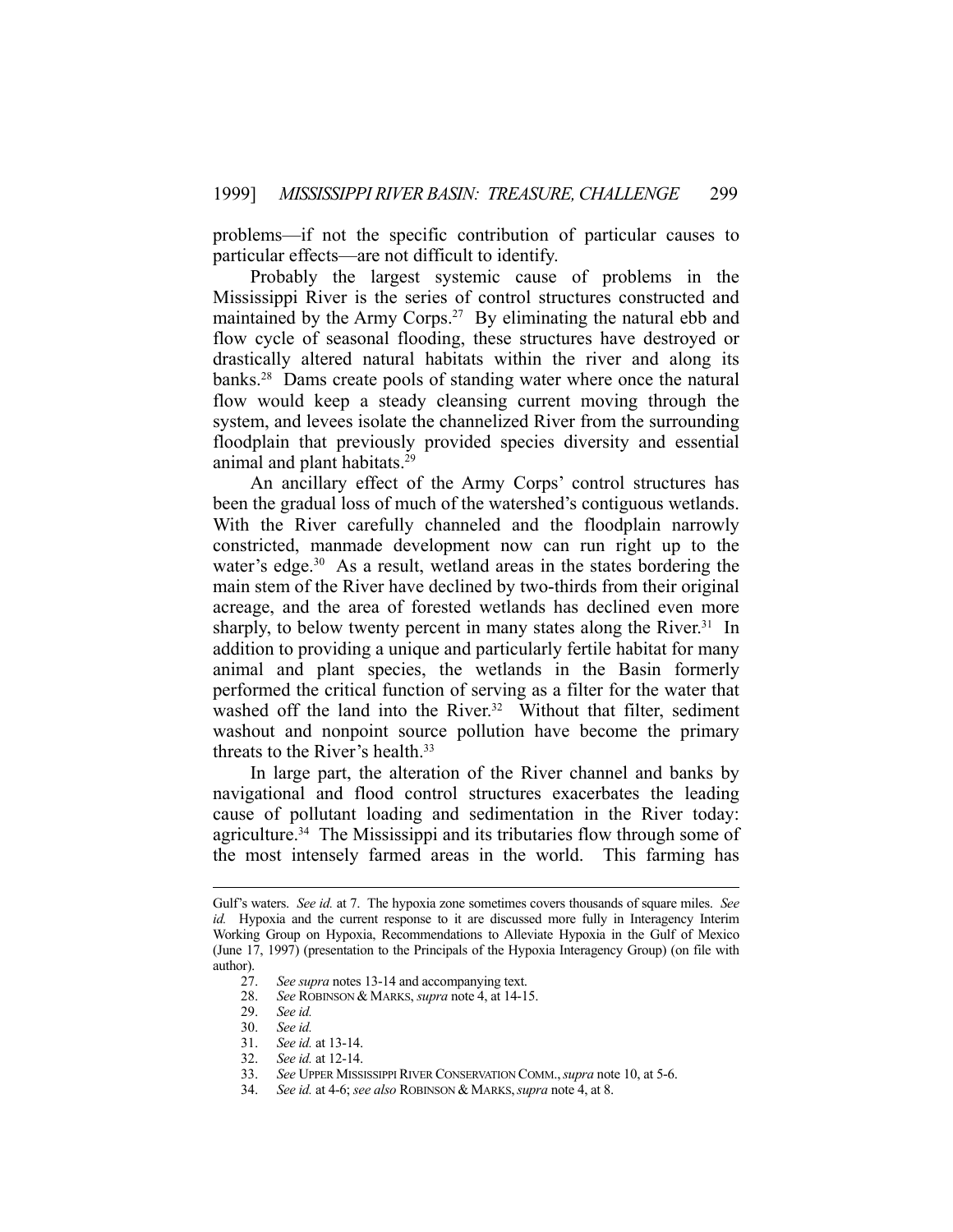problems—if not the specific contribution of particular causes to particular effects—are not difficult to identify.

Probably the largest systemic cause of problems in the Mississippi River is the series of control structures constructed and maintained by the Army Corps.[27] By eliminating the natural ebb and flow cycle of seasonal flooding, these structures have destroyed or drastically altered natural habitats within the river and along its banks.[28] Dams create pools of standing water where once the natural flow would keep a steady cleansing current moving through the system, and levees isolate the channelized River from the surrounding floodplain that previously provided species diversity and essential animal and plant habitats.[29]

An ancillary effect of the Army Corps' control structures has been the gradual loss of much of the watershed's contiguous wetlands. With the River carefully channeled and the floodplain narrowly constricted, manmade development now can run right up to the water's edge.[30] As a result, wetland areas in the states bordering the main stem of the River have declined by two-thirds from their original acreage, and the area of forested wetlands has declined even more sharply, to below twenty percent in many states along the River.[31] In addition to providing a unique and particularly fertile habitat for many animal and plant species, the wetlands in the Basin formerly performed the critical function of serving as a filter for the water that washed off the land into the River.[32] Without that filter, sediment washout and nonpoint source pollution have become the primary threats to the River's health.[33]

In large part, the alteration of the River channel and banks by navigational and flood control structures exacerbates the leading cause of pollutant loading and sedimentation in the River today: agriculture.[34] The Mississippi and its tributaries flow through some of the most intensely farmed areas in the world. This farming has

---

Gulf's waters. *See id.* at 7. The hypoxia zone sometimes covers thousands of square miles. *See id.* Hypoxia and the current response to it are discussed more fully in Interagency Interim Working Group on Hypoxia, Recommendations to Alleviate Hypoxia in the Gulf of Mexico (June 17, 1997) (presentation to the Principals of the Hypoxia Interagency Group) (on file with author).

27. *See supra* notes 13-14 and accompanying text.

28. *See* ROBINSON & MARKS, *supra* note 4, at 14-15.

29. *See id.*

30. *See id.*

31. *See id.* at 13-14.

32. *See id.* at 12-14.

33. *See* UPPER MISSISSIPPI RIVER CONSERVATION COMM., *supra* note 10, at 5-6.

34. *See id.* at 4-6; *see also* ROBINSON & MARKS, *supra* note 4, at 8.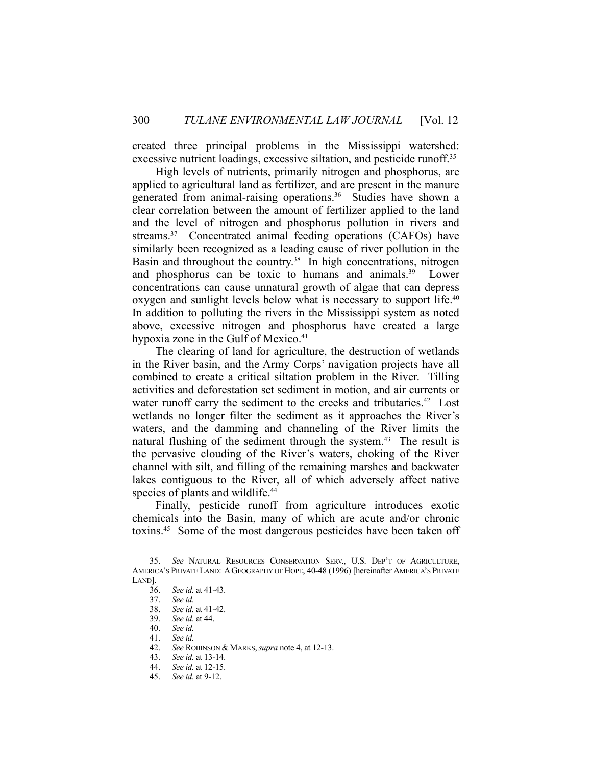created three principal problems in the Mississippi watershed: excessive nutrient loadings, excessive siltation, and pesticide runoff.[35]

High levels of nutrients, primarily nitrogen and phosphorus, are applied to agricultural land as fertilizer, and are present in the manure generated from animal-raising operations.[36] Studies have shown a clear correlation between the amount of fertilizer applied to the land and the level of nitrogen and phosphorus pollution in rivers and streams.[37] Concentrated animal feeding operations (CAFOs) have similarly been recognized as a leading cause of river pollution in the Basin and throughout the country.[38] In high concentrations, nitrogen and phosphorus can be toxic to humans and animals.[39] Lower concentrations can cause unnatural growth of algae that can depress oxygen and sunlight levels below what is necessary to support life.[40] In addition to polluting the rivers in the Mississippi system as noted above, excessive nitrogen and phosphorus have created a large hypoxia zone in the Gulf of Mexico.[41]

The clearing of land for agriculture, the destruction of wetlands in the River basin, and the Army Corps' navigation projects have all combined to create a critical siltation problem in the River. Tilling activities and deforestation set sediment in motion, and air currents or water runoff carry the sediment to the creeks and tributaries.[42] Lost wetlands no longer filter the sediment as it approaches the River's waters, and the damming and channeling of the River limits the natural flushing of the sediment through the system.[43] The result is the pervasive clouding of the River's waters, choking of the River channel with silt, and filling of the remaining marshes and backwater lakes contiguous to the River, all of which adversely affect native species of plants and wildlife.[44]

Finally, pesticide runoff from agriculture introduces exotic chemicals into the Basin, many of which are acute and/or chronic toxins.[45] Some of the most dangerous pesticides have been taken off

---

35. *See* NATURAL RESOURCES CONSERVATION SERV., U.S. DEP'T OF AGRICULTURE, AMERICA'S PRIVATE LAND: A GEOGRAPHY OF HOPE, 40-48 (1996) [hereinafter AMERICA'S PRIVATE LAND].
36. *See id.* at 41-43.
37. *See id.*
38. *See id.* at 41-42.
39. *See id.* at 44.
40. *See id.*
41. *See id.*
42. *See* ROBINSON & MARKS, *supra* note 4, at 12-13.
43. *See id.* at 13-14.
44. *See id.* at 12-15.
45. *See id.* at 9-12.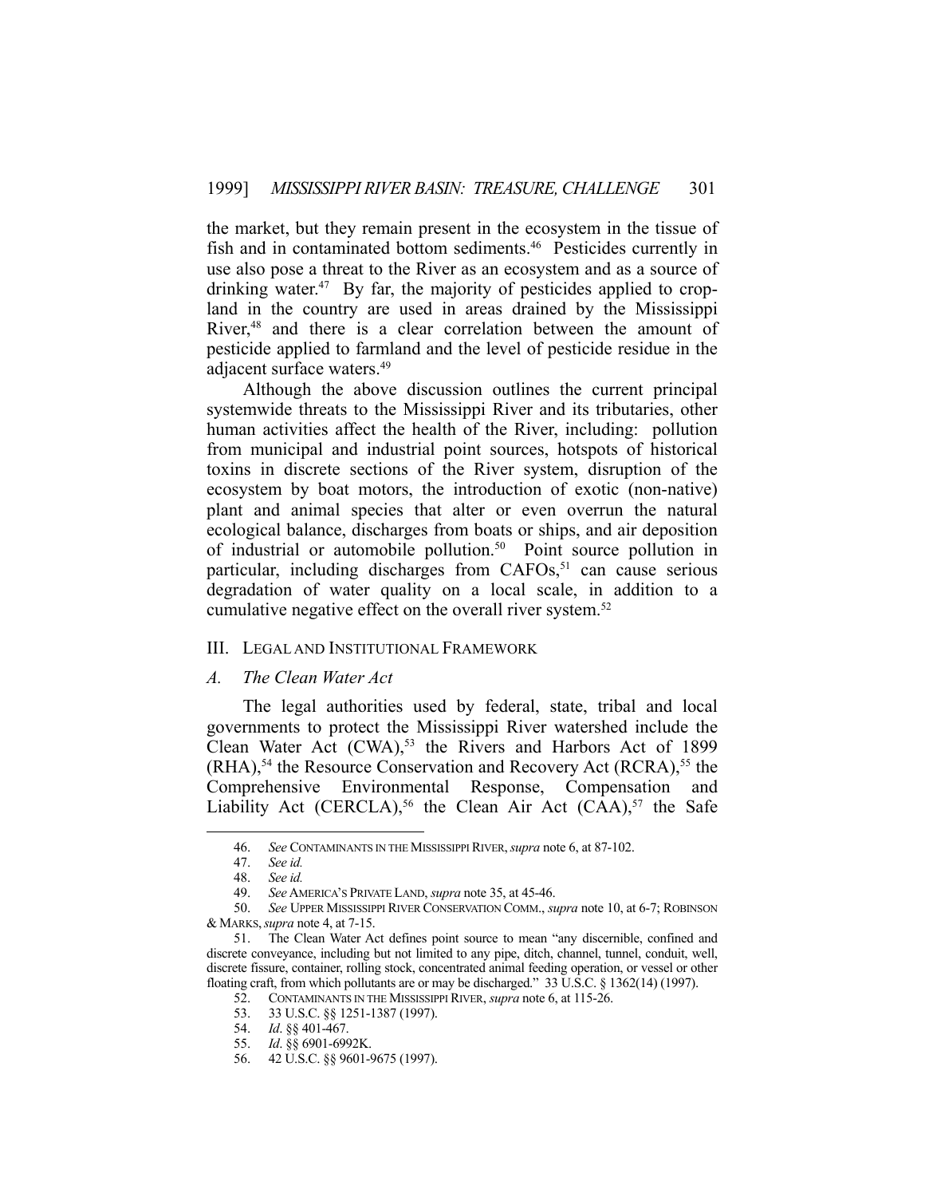the market, but they remain present in the ecosystem in the tissue of fish and in contaminated bottom sediments.[46] Pesticides currently in use also pose a threat to the River as an ecosystem and as a source of drinking water.[47] By far, the majority of pesticides applied to cropland in the country are used in areas drained by the Mississippi River,[48] and there is a clear correlation between the amount of pesticide applied to farmland and the level of pesticide residue in the adjacent surface waters.[49]

Although the above discussion outlines the current principal systemwide threats to the Mississippi River and its tributaries, other human activities affect the health of the River, including: pollution from municipal and industrial point sources, hotspots of historical toxins in discrete sections of the River system, disruption of the ecosystem by boat motors, the introduction of exotic (non-native) plant and animal species that alter or even overrun the natural ecological balance, discharges from boats or ships, and air deposition of industrial or automobile pollution.[50] Point source pollution in particular, including discharges from CAFOs,[51] can cause serious degradation of water quality on a local scale, in addition to a cumulative negative effect on the overall river system.[52]

## III. Legal and Institutional Framework

### A. *The Clean Water Act*

The legal authorities used by federal, state, tribal and local governments to protect the Mississippi River watershed include the Clean Water Act (CWA),[53] the Rivers and Harbors Act of 1899 (RHA),[54] the Resource Conservation and Recovery Act (RCRA),[55] the Comprehensive Environmental Response, Compensation and Liability Act (CERCLA),[56] the Clean Air Act (CAA),[57] the Safe

---

46. *See* Contaminants in the Mississippi River, *supra* note 6, at 87-102.

47. *See id.*

48. *See id.*

49. *See* America's Private Land, *supra* note 35, at 45-46.

50. *See* Upper Mississippi River Conservation Comm., *supra* note 10, at 6-7; Robinson & Marks, *supra* note 4, at 7-15.

51. The Clean Water Act defines point source to mean "any discernible, confined and discrete conveyance, including but not limited to any pipe, ditch, channel, tunnel, conduit, well, discrete fissure, container, rolling stock, concentrated animal feeding operation, or vessel or other floating craft, from which pollutants are or may be discharged." 33 U.S.C. § 1362(14) (1997).

52. Contaminants in the Mississippi River, *supra* note 6, at 115-26.

53. 33 U.S.C. §§ 1251-1387 (1997).

54. *Id*. §§ 401-467.

55. *Id*. §§ 6901-6992K.

56. 42 U.S.C. §§ 9601-9675 (1997).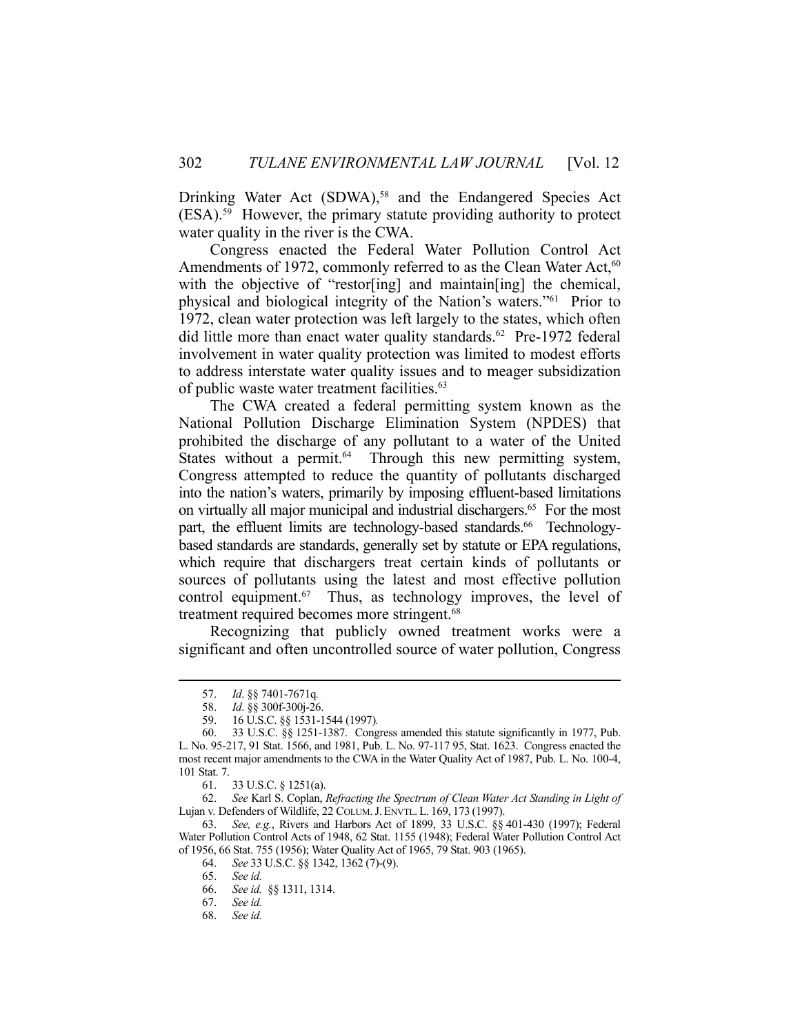Drinking Water Act (SDWA),[58] and the Endangered Species Act (ESA).[59] However, the primary statute providing authority to protect water quality in the river is the CWA.

Congress enacted the Federal Water Pollution Control Act Amendments of 1972, commonly referred to as the Clean Water Act,[60] with the objective of "restor[ing] and maintain[ing] the chemical, physical and biological integrity of the Nation's waters."[61] Prior to 1972, clean water protection was left largely to the states, which often did little more than enact water quality standards.[62] Pre-1972 federal involvement in water quality protection was limited to modest efforts to address interstate water quality issues and to meager subsidization of public waste water treatment facilities.[63]

The CWA created a federal permitting system known as the National Pollution Discharge Elimination System (NPDES) that prohibited the discharge of any pollutant to a water of the United States without a permit.[64] Through this new permitting system, Congress attempted to reduce the quantity of pollutants discharged into the nation's waters, primarily by imposing effluent-based limitations on virtually all major municipal and industrial dischargers.[65] For the most part, the effluent limits are technology-based standards.[66] Technology-based standards are standards, generally set by statute or EPA regulations, which require that dischargers treat certain kinds of pollutants or sources of pollutants using the latest and most effective pollution control equipment.[67] Thus, as technology improves, the level of treatment required becomes more stringent.[68]

Recognizing that publicly owned treatment works were a significant and often uncontrolled source of water pollution, Congress

---

57. *Id*. §§ 7401-7671q.

58. *Id*. §§ 300f-300j-26.

59. 16 U.S.C. §§ 1531-1544 (1997).

60. 33 U.S.C. §§ 1251-1387. Congress amended this statute significantly in 1977, Pub. L. No. 95-217, 91 Stat. 1566, and 1981, Pub. L. No. 97-117 95, Stat. 1623. Congress enacted the most recent major amendments to the CWA in the Water Quality Act of 1987, Pub. L. No. 100-4, 101 Stat. 7.

61. 33 U.S.C. § 1251(a).

62. *See* Karl S. Coplan, *Refracting the Spectrum of Clean Water Act Standing in Light of* Lujan v. Defenders of Wildlife, 22 COLUM. J. ENVTL. L. 169, 173 (1997).

63. *See, e.g.*, Rivers and Harbors Act of 1899, 33 U.S.C. §§ 401-430 (1997); Federal Water Pollution Control Acts of 1948, 62 Stat. 1155 (1948); Federal Water Pollution Control Act of 1956, 66 Stat. 755 (1956); Water Quality Act of 1965, 79 Stat. 903 (1965).

64. *See* 33 U.S.C. §§ 1342, 1362 (7)-(9).

65. *See id.*

66. *See id.* §§ 1311, 1314.

67. *See id.*

68. *See id.*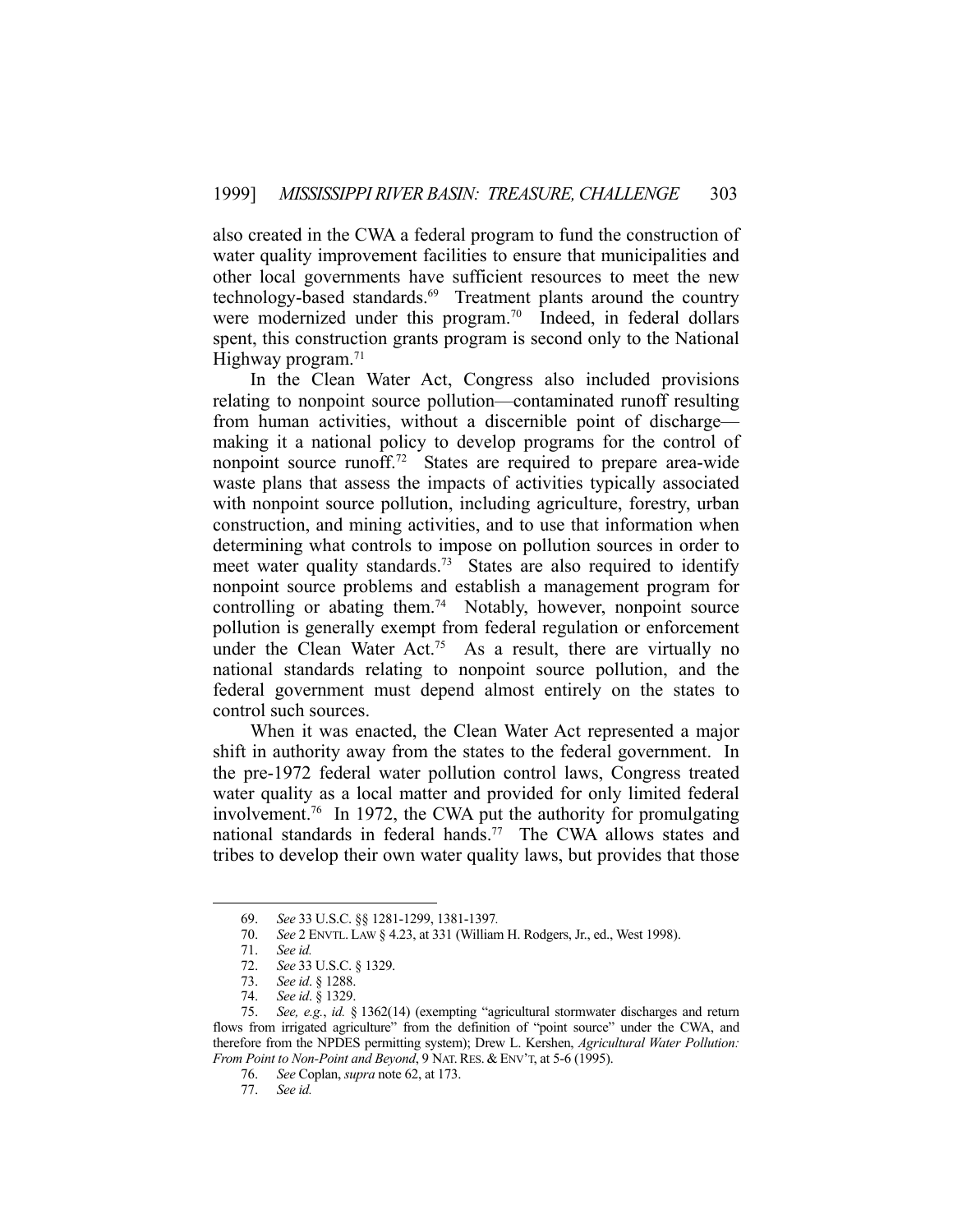also created in the CWA a federal program to fund the construction of water quality improvement facilities to ensure that municipalities and other local governments have sufficient resources to meet the new technology-based standards.[69] Treatment plants around the country were modernized under this program.[70] Indeed, in federal dollars spent, this construction grants program is second only to the National Highway program.[71]

In the Clean Water Act, Congress also included provisions relating to nonpoint source pollution—contaminated runoff resulting from human activities, without a discernible point of discharge—making it a national policy to develop programs for the control of nonpoint source runoff.[72] States are required to prepare area-wide waste plans that assess the impacts of activities typically associated with nonpoint source pollution, including agriculture, forestry, urban construction, and mining activities, and to use that information when determining what controls to impose on pollution sources in order to meet water quality standards.[73] States are also required to identify nonpoint source problems and establish a management program for controlling or abating them.[74] Notably, however, nonpoint source pollution is generally exempt from federal regulation or enforcement under the Clean Water Act.[75] As a result, there are virtually no national standards relating to nonpoint source pollution, and the federal government must depend almost entirely on the states to control such sources.

When it was enacted, the Clean Water Act represented a major shift in authority away from the states to the federal government. In the pre-1972 federal water pollution control laws, Congress treated water quality as a local matter and provided for only limited federal involvement.[76] In 1972, the CWA put the authority for promulgating national standards in federal hands.[77] The CWA allows states and tribes to develop their own water quality laws, but provides that those

---

69. *See* 33 U.S.C. §§ 1281-1299, 1381-1397*.*

70. *See* 2 ENVTL. LAW § 4.23, at 331 (William H. Rodgers, Jr., ed., West 1998).

71. *See id.*

72. *See* 33 U.S.C. § 1329.

73. *See id*. § 1288.

74. *See id*. § 1329.

75. *See, e.g.*, *id.* § 1362(14) (exempting "agricultural stormwater discharges and return flows from irrigated agriculture" from the definition of "point source" under the CWA, and therefore from the NPDES permitting system); Drew L. Kershen, *Agricultural Water Pollution: From Point to Non-Point and Beyond*, 9 NAT. RES. & ENV'T, at 5-6 (1995).

76. *See* Coplan, *supra* note 62, at 173.

77. *See id.*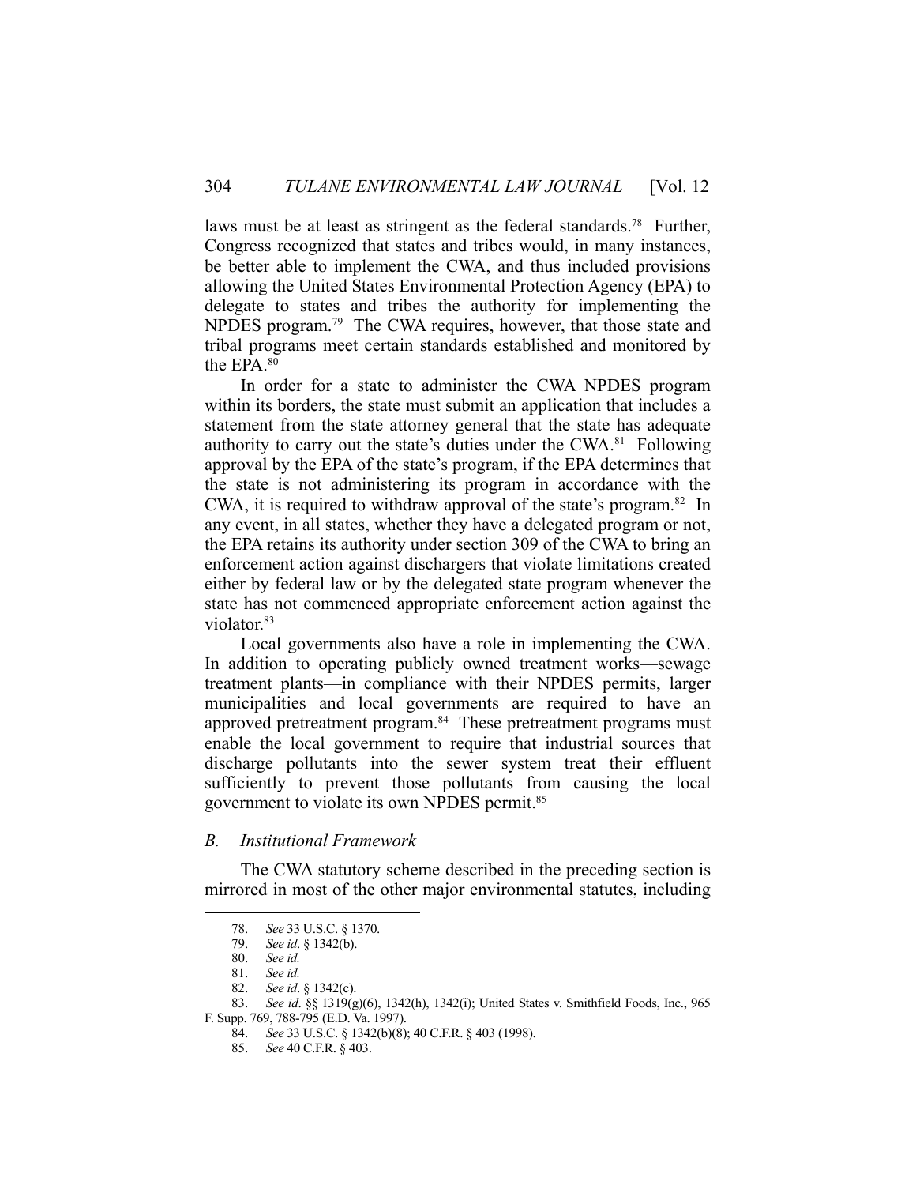laws must be at least as stringent as the federal standards.[78] Further, Congress recognized that states and tribes would, in many instances, be better able to implement the CWA, and thus included provisions allowing the United States Environmental Protection Agency (EPA) to delegate to states and tribes the authority for implementing the NPDES program.[79] The CWA requires, however, that those state and tribal programs meet certain standards established and monitored by the EPA.[80]

In order for a state to administer the CWA NPDES program within its borders, the state must submit an application that includes a statement from the state attorney general that the state has adequate authority to carry out the state's duties under the CWA.[81] Following approval by the EPA of the state's program, if the EPA determines that the state is not administering its program in accordance with the CWA, it is required to withdraw approval of the state's program.[82] In any event, in all states, whether they have a delegated program or not, the EPA retains its authority under section 309 of the CWA to bring an enforcement action against dischargers that violate limitations created either by federal law or by the delegated state program whenever the state has not commenced appropriate enforcement action against the violator.[83]

Local governments also have a role in implementing the CWA. In addition to operating publicly owned treatment works—sewage treatment plants—in compliance with their NPDES permits, larger municipalities and local governments are required to have an approved pretreatment program.[84] These pretreatment programs must enable the local government to require that industrial sources that discharge pollutants into the sewer system treat their effluent sufficiently to prevent those pollutants from causing the local government to violate its own NPDES permit.[85]

### *B. Institutional Framework*

The CWA statutory scheme described in the preceding section is mirrored in most of the other major environmental statutes, including

---

78. *See* 33 U.S.C. § 1370.

79. *See id*. § 1342(b).

80. *See id.*

81. *See id.*

82. *See id*. § 1342(c).

83. *See id*. §§ 1319(g)(6), 1342(h), 1342(i); United States v. Smithfield Foods, Inc., 965 F. Supp. 769, 788-795 (E.D. Va. 1997).

84. *See* 33 U.S.C. § 1342(b)(8); 40 C.F.R. § 403 (1998).

85. *See* 40 C.F.R. § 403.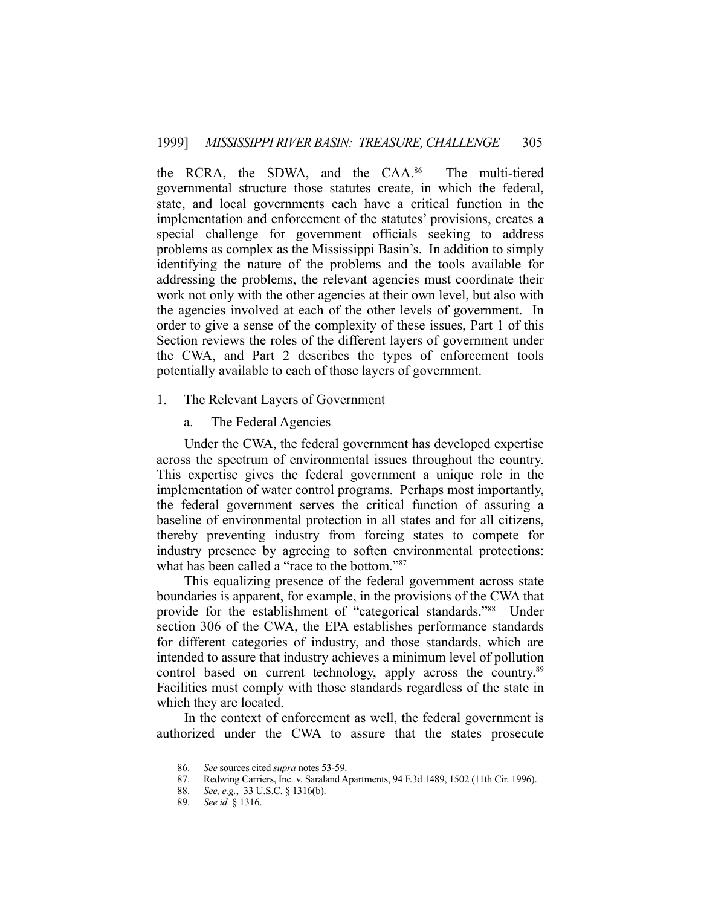the RCRA, the SDWA, and the CAA.[86] The multi-tiered governmental structure those statutes create, in which the federal, state, and local governments each have a critical function in the implementation and enforcement of the statutes' provisions, creates a special challenge for government officials seeking to address problems as complex as the Mississippi Basin's. In addition to simply identifying the nature of the problems and the tools available for addressing the problems, the relevant agencies must coordinate their work not only with the other agencies at their own level, but also with the agencies involved at each of the other levels of government. In order to give a sense of the complexity of these issues, Part 1 of this Section reviews the roles of the different layers of government under the CWA, and Part 2 describes the types of enforcement tools potentially available to each of those layers of government.

1. The Relevant Layers of Government

a. The Federal Agencies

Under the CWA, the federal government has developed expertise across the spectrum of environmental issues throughout the country. This expertise gives the federal government a unique role in the implementation of water control programs. Perhaps most importantly, the federal government serves the critical function of assuring a baseline of environmental protection in all states and for all citizens, thereby preventing industry from forcing states to compete for industry presence by agreeing to soften environmental protections: what has been called a "race to the bottom."[87]

This equalizing presence of the federal government across state boundaries is apparent, for example, in the provisions of the CWA that provide for the establishment of "categorical standards."[88] Under section 306 of the CWA, the EPA establishes performance standards for different categories of industry, and those standards, which are intended to assure that industry achieves a minimum level of pollution control based on current technology, apply across the country.[89] Facilities must comply with those standards regardless of the state in which they are located.

In the context of enforcement as well, the federal government is authorized under the CWA to assure that the states prosecute

---

86. *See* sources cited *supra* notes 53-59.

87. Redwing Carriers, Inc. v. Saraland Apartments, 94 F.3d 1489, 1502 (11th Cir. 1996).

88. *See, e.g.*, 33 U.S.C. § 1316(b).

89. *See id.* § 1316.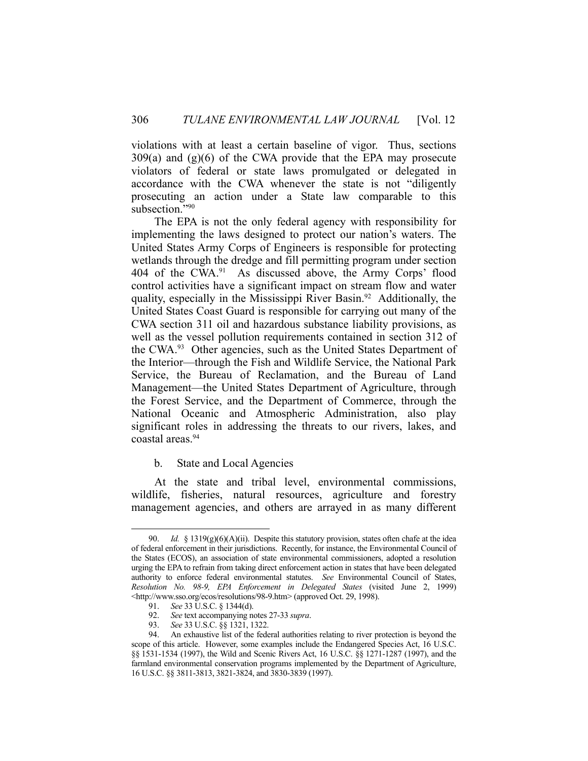violations with at least a certain baseline of vigor. Thus, sections 309(a) and (g)(6) of the CWA provide that the EPA may prosecute violators of federal or state laws promulgated or delegated in accordance with the CWA whenever the state is not "diligently prosecuting an action under a State law comparable to this subsection."[90]

The EPA is not the only federal agency with responsibility for implementing the laws designed to protect our nation's waters. The United States Army Corps of Engineers is responsible for protecting wetlands through the dredge and fill permitting program under section 404 of the CWA.[91] As discussed above, the Army Corps' flood control activities have a significant impact on stream flow and water quality, especially in the Mississippi River Basin.[92] Additionally, the United States Coast Guard is responsible for carrying out many of the CWA section 311 oil and hazardous substance liability provisions, as well as the vessel pollution requirements contained in section 312 of the CWA.[93] Other agencies, such as the United States Department of the Interior—through the Fish and Wildlife Service, the National Park Service, the Bureau of Reclamation, and the Bureau of Land Management—the United States Department of Agriculture, through the Forest Service, and the Department of Commerce, through the National Oceanic and Atmospheric Administration, also play significant roles in addressing the threats to our rivers, lakes, and coastal areas.[94]

b. State and Local Agencies

At the state and tribal level, environmental commissions, wildlife, fisheries, natural resources, agriculture and forestry management agencies, and others are arrayed in as many different

---

90. *Id.* § 1319(g)(6)(A)(ii). Despite this statutory provision, states often chafe at the idea of federal enforcement in their jurisdictions. Recently, for instance, the Environmental Council of the States (ECOS), an association of state environmental commissioners, adopted a resolution urging the EPA to refrain from taking direct enforcement action in states that have been delegated authority to enforce federal environmental statutes. *See* Environmental Council of States, *Resolution No. 98-9, EPA Enforcement in Delegated States* (visited June 2, 1999) <http://www.sso.org/ecos/resolutions/98-9.htm> (approved Oct. 29, 1998).

91. *See* 33 U.S.C. § 1344(d).

92. *See* text accompanying notes 27-33 *supra*.

93. *See* 33 U.S.C. §§ 1321, 1322.

94. An exhaustive list of the federal authorities relating to river protection is beyond the scope of this article. However, some examples include the Endangered Species Act, 16 U.S.C. §§ 1531-1534 (1997), the Wild and Scenic Rivers Act, 16 U.S.C. §§ 1271-1287 (1997), and the farmland environmental conservation programs implemented by the Department of Agriculture, 16 U.S.C. §§ 3811-3813, 3821-3824, and 3830-3839 (1997).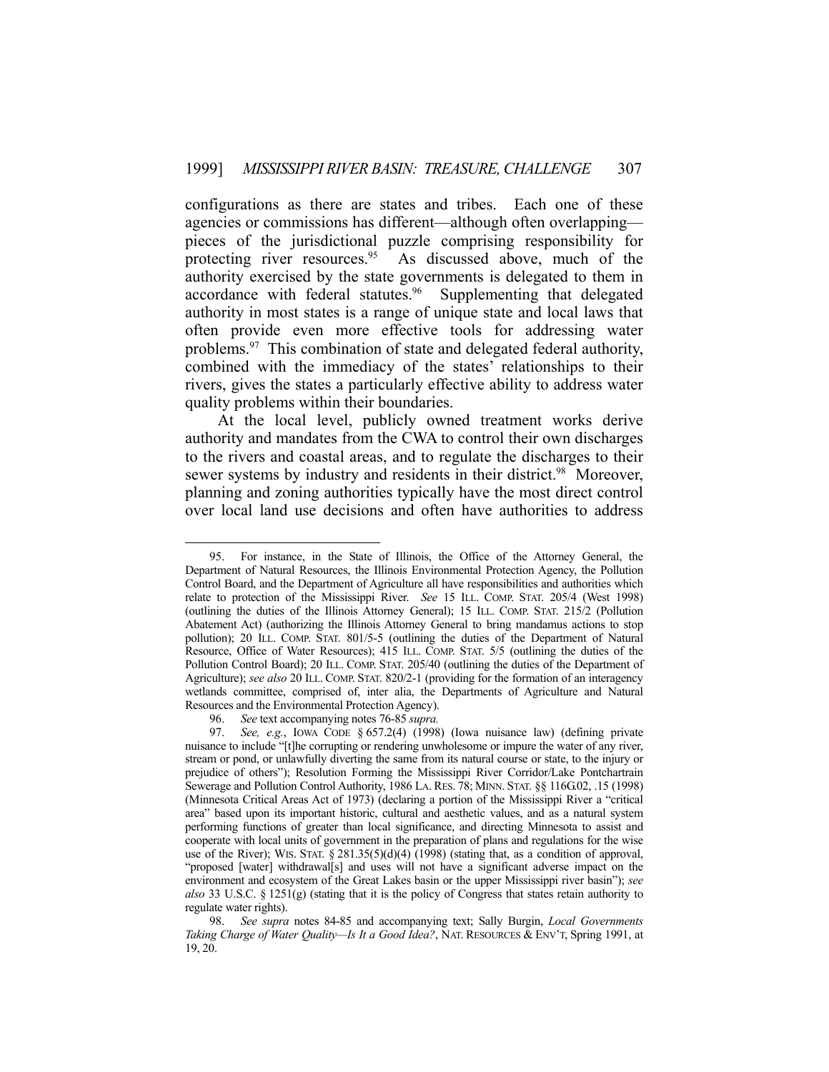configurations as there are states and tribes. Each one of these agencies or commissions has different—although often overlapping—pieces of the jurisdictional puzzle comprising responsibility for protecting river resources.[95] As discussed above, much of the authority exercised by the state governments is delegated to them in accordance with federal statutes.[96] Supplementing that delegated authority in most states is a range of unique state and local laws that often provide even more effective tools for addressing water problems.[97] This combination of state and delegated federal authority, combined with the immediacy of the states' relationships to their rivers, gives the states a particularly effective ability to address water quality problems within their boundaries.

At the local level, publicly owned treatment works derive authority and mandates from the CWA to control their own discharges to the rivers and coastal areas, and to regulate the discharges to their sewer systems by industry and residents in their district.[98] Moreover, planning and zoning authorities typically have the most direct control over local land use decisions and often have authorities to address

---

95. For instance, in the State of Illinois, the Office of the Attorney General, the Department of Natural Resources, the Illinois Environmental Protection Agency, the Pollution Control Board, and the Department of Agriculture all have responsibilities and authorities which relate to protection of the Mississippi River. *See* 15 ILL. COMP. STAT. 205/4 (West 1998) (outlining the duties of the Illinois Attorney General); 15 ILL. COMP. STAT. 215/2 (Pollution Abatement Act) (authorizing the Illinois Attorney General to bring mandamus actions to stop pollution); 20 ILL. COMP. STAT. 801/5-5 (outlining the duties of the Department of Natural Resource, Office of Water Resources); 415 ILL. COMP. STAT. 5/5 (outlining the duties of the Pollution Control Board); 20 ILL. COMP. STAT. 205/40 (outlining the duties of the Department of Agriculture); *see also* 20 ILL. COMP. STAT. 820/2-1 (providing for the formation of an interagency wetlands committee, comprised of, inter alia, the Departments of Agriculture and Natural Resources and the Environmental Protection Agency).

96. *See* text accompanying notes 76-85 *supra.*

97. *See, e.g.*, IOWA CODE § 657.2(4) (1998) (Iowa nuisance law) (defining private nuisance to include "[t]he corrupting or rendering unwholesome or impure the water of any river, stream or pond, or unlawfully diverting the same from its natural course or state, to the injury or prejudice of others"); Resolution Forming the Mississippi River Corridor/Lake Pontchartrain Sewerage and Pollution Control Authority, 1986 LA. RES. 78; MINN. STAT. §§ 116G.02, .15 (1998) (Minnesota Critical Areas Act of 1973) (declaring a portion of the Mississippi River a "critical area" based upon its important historic, cultural and aesthetic values, and as a natural system performing functions of greater than local significance, and directing Minnesota to assist and cooperate with local units of government in the preparation of plans and regulations for the wise use of the River); WIS. STAT. § 281.35(5)(d)(4) (1998) (stating that, as a condition of approval, "proposed [water] withdrawal[s] and uses will not have a significant adverse impact on the environment and ecosystem of the Great Lakes basin or the upper Mississippi river basin"); *see also* 33 U.S.C. § 1251(g) (stating that it is the policy of Congress that states retain authority to regulate water rights).

98. *See supra* notes 84-85 and accompanying text; Sally Burgin, *Local Governments Taking Charge of Water Quality—Is It a Good Idea?*, NAT. RESOURCES & ENV'T, Spring 1991, at 19, 20.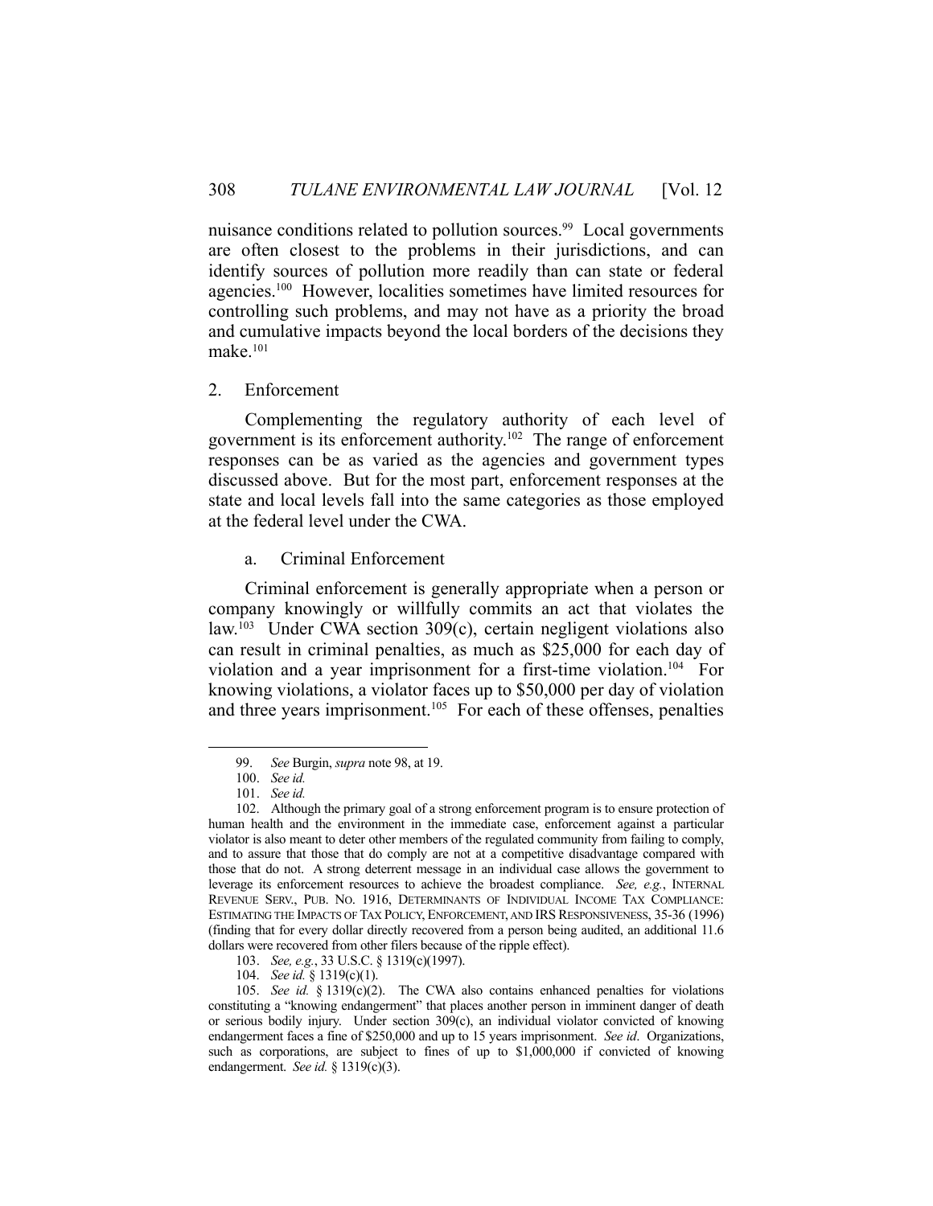nuisance conditions related to pollution sources.[99] Local governments are often closest to the problems in their jurisdictions, and can identify sources of pollution more readily than can state or federal agencies.[100] However, localities sometimes have limited resources for controlling such problems, and may not have as a priority the broad and cumulative impacts beyond the local borders of the decisions they make.[101]

### 2. Enforcement

Complementing the regulatory authority of each level of government is its enforcement authority.[102] The range of enforcement responses can be as varied as the agencies and government types discussed above. But for the most part, enforcement responses at the state and local levels fall into the same categories as those employed at the federal level under the CWA.

#### a. Criminal Enforcement

Criminal enforcement is generally appropriate when a person or company knowingly or willfully commits an act that violates the law.[103] Under CWA section 309(c), certain negligent violations also can result in criminal penalties, as much as $25,000 for each day of violation and a year imprisonment for a first-time violation.[104] For knowing violations, a violator faces up to $50,000 per day of violation and three years imprisonment.[105] For each of these offenses, penalties

---

99. *See* Burgin, *supra* note 98, at 19.

100. *See id.*

101. *See id.*

102. Although the primary goal of a strong enforcement program is to ensure protection of human health and the environment in the immediate case, enforcement against a particular violator is also meant to deter other members of the regulated community from failing to comply, and to assure that those that do comply are not at a competitive disadvantage compared with those that do not. A strong deterrent message in an individual case allows the government to leverage its enforcement resources to achieve the broadest compliance. *See, e.g.*, INTERNAL REVENUE SERV., PUB. NO. 1916, DETERMINANTS OF INDIVIDUAL INCOME TAX COMPLIANCE: ESTIMATING THE IMPACTS OF TAX POLICY, ENFORCEMENT, AND IRS RESPONSIVENESS, 35-36 (1996) (finding that for every dollar directly recovered from a person being audited, an additional 11.6 dollars were recovered from other filers because of the ripple effect).

103. *See, e.g.*, 33 U.S.C. § 1319(c)(1997).

104. *See id.* § 1319(c)(1).

105. *See id.* § 1319(c)(2). The CWA also contains enhanced penalties for violations constituting a "knowing endangerment" that places another person in imminent danger of death or serious bodily injury. Under section 309(c), an individual violator convicted of knowing endangerment faces a fine of $250,000 and up to 15 years imprisonment. *See id*. Organizations, such as corporations, are subject to fines of up to $1,000,000 if convicted of knowing endangerment. *See id.* § 1319(c)(3).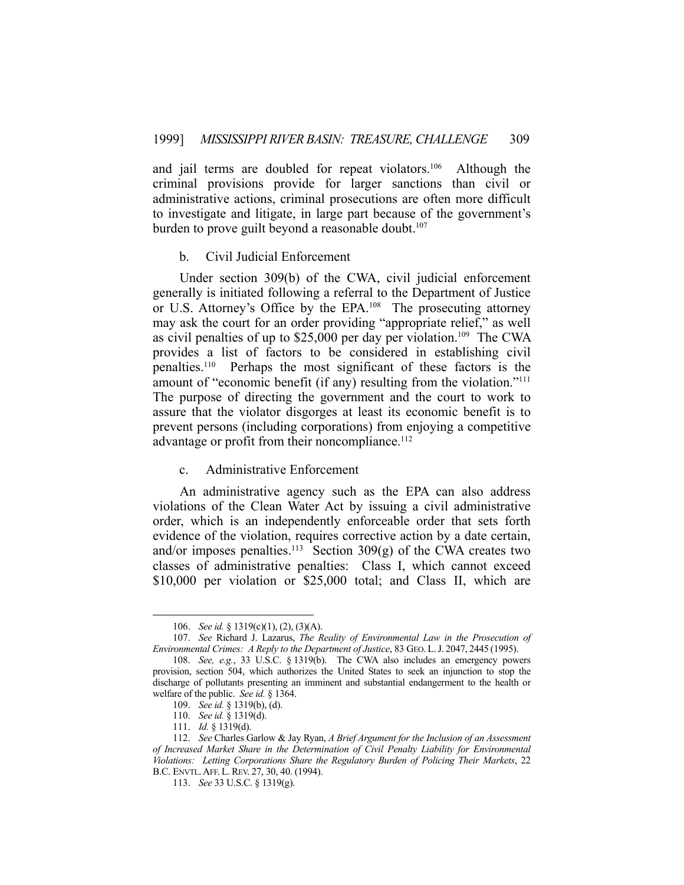and jail terms are doubled for repeat violators.[106] Although the criminal provisions provide for larger sanctions than civil or administrative actions, criminal prosecutions are often more difficult to investigate and litigate, in large part because of the government's burden to prove guilt beyond a reasonable doubt.[107]

#### b. Civil Judicial Enforcement

Under section 309(b) of the CWA, civil judicial enforcement generally is initiated following a referral to the Department of Justice or U.S. Attorney's Office by the EPA.[108] The prosecuting attorney may ask the court for an order providing "appropriate relief," as well as civil penalties of up to $25,000 per day per violation.[109] The CWA provides a list of factors to be considered in establishing civil penalties.[110] Perhaps the most significant of these factors is the amount of "economic benefit (if any) resulting from the violation."[111] The purpose of directing the government and the court to work to assure that the violator disgorges at least its economic benefit is to prevent persons (including corporations) from enjoying a competitive advantage or profit from their noncompliance.[112]

#### c. Administrative Enforcement

An administrative agency such as the EPA can also address violations of the Clean Water Act by issuing a civil administrative order, which is an independently enforceable order that sets forth evidence of the violation, requires corrective action by a date certain, and/or imposes penalties.[113] Section 309(g) of the CWA creates two classes of administrative penalties: Class I, which cannot exceed $10,000 per violation or $25,000 total; and Class II, which are

---

106. *See id.* § 1319(c)(1), (2), (3)(A).

107. *See* Richard J. Lazarus, *The Reality of Environmental Law in the Prosecution of Environmental Crimes: A Reply to the Department of Justice*, 83 GEO. L. J. 2047, 2445 (1995).

108. *See, e.g.*, 33 U.S.C. § 1319(b). The CWA also includes an emergency powers provision, section 504, which authorizes the United States to seek an injunction to stop the discharge of pollutants presenting an imminent and substantial endangerment to the health or welfare of the public. *See id.* § 1364.

109. *See id.* § 1319(b), (d).

110. *See id.* § 1319(d).

111. *Id.* § 1319(d).

112. *See* Charles Garlow & Jay Ryan, *A Brief Argument for the Inclusion of an Assessment of Increased Market Share in the Determination of Civil Penalty Liability for Environmental Violations: Letting Corporations Share the Regulatory Burden of Policing Their Markets*, 22 B.C. ENVTL. AFF. L. REV. 27, 30, 40. (1994).

113. *See* 33 U.S.C. § 1319(g).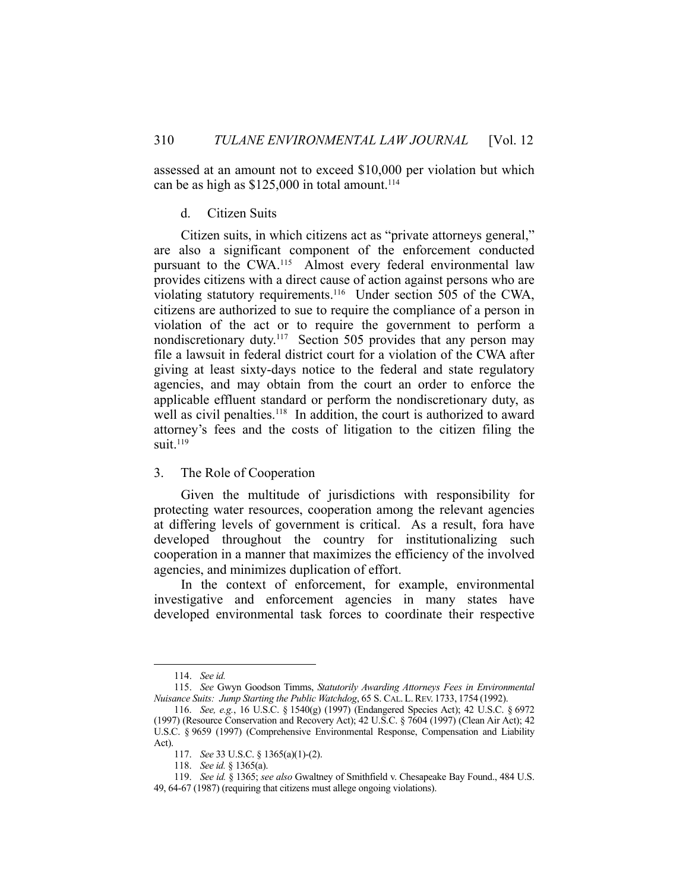assessed at an amount not to exceed $10,000 per violation but which can be as high as $125,000 in total amount.[114]

#### d. Citizen Suits

Citizen suits, in which citizens act as "private attorneys general," are also a significant component of the enforcement conducted pursuant to the CWA.[115] Almost every federal environmental law provides citizens with a direct cause of action against persons who are violating statutory requirements.[116] Under section 505 of the CWA, citizens are authorized to sue to require the compliance of a person in violation of the act or to require the government to perform a nondiscretionary duty.[117] Section 505 provides that any person may file a lawsuit in federal district court for a violation of the CWA after giving at least sixty-days notice to the federal and state regulatory agencies, and may obtain from the court an order to enforce the applicable effluent standard or perform the nondiscretionary duty, as well as civil penalties.[118] In addition, the court is authorized to award attorney's fees and the costs of litigation to the citizen filing the suit.[119]

### 3. The Role of Cooperation

Given the multitude of jurisdictions with responsibility for protecting water resources, cooperation among the relevant agencies at differing levels of government is critical. As a result, fora have developed throughout the country for institutionalizing such cooperation in a manner that maximizes the efficiency of the involved agencies, and minimizes duplication of effort.

In the context of enforcement, for example, environmental investigative and enforcement agencies in many states have developed environmental task forces to coordinate their respective

---

114. *See id.*

115. *See* Gwyn Goodson Timms, *Statutorily Awarding Attorneys Fees in Environmental Nuisance Suits: Jump Starting the Public Watchdog*, 65 S. CAL. L. REV. 1733, 1754 (1992).

116. *See, e.g.*, 16 U.S.C. § 1540(g) (1997) (Endangered Species Act); 42 U.S.C. § 6972 (1997) (Resource Conservation and Recovery Act); 42 U.S.C. § 7604 (1997) (Clean Air Act); 42 U.S.C. § 9659 (1997) (Comprehensive Environmental Response, Compensation and Liability Act).

117. *See* 33 U.S.C. § 1365(a)(1)-(2).

118. *See id.* § 1365(a).

119. *See id.* § 1365; *see also* Gwaltney of Smithfield v. Chesapeake Bay Found., 484 U.S. 49, 64-67 (1987) (requiring that citizens must allege ongoing violations).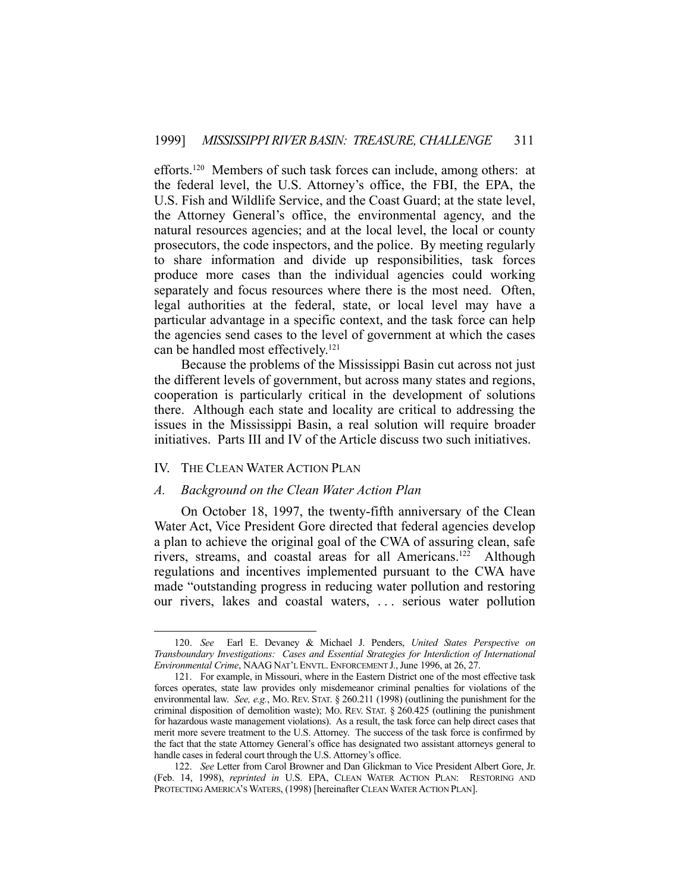efforts.[120] Members of such task forces can include, among others: at the federal level, the U.S. Attorney's office, the FBI, the EPA, the U.S. Fish and Wildlife Service, and the Coast Guard; at the state level, the Attorney General's office, the environmental agency, and the natural resources agencies; and at the local level, the local or county prosecutors, the code inspectors, and the police. By meeting regularly to share information and divide up responsibilities, task forces produce more cases than the individual agencies could working separately and focus resources where there is the most need. Often, legal authorities at the federal, state, or local level may have a particular advantage in a specific context, and the task force can help the agencies send cases to the level of government at which the cases can be handled most effectively.[121]

Because the problems of the Mississippi Basin cut across not just the different levels of government, but across many states and regions, cooperation is particularly critical in the development of solutions there. Although each state and locality are critical to addressing the issues in the Mississippi Basin, a real solution will require broader initiatives. Parts III and IV of the Article discuss two such initiatives.

## IV. THE CLEAN WATER ACTION PLAN

### *A. Background on the Clean Water Action Plan*

On October 18, 1997, the twenty-fifth anniversary of the Clean Water Act, Vice President Gore directed that federal agencies develop a plan to achieve the original goal of the CWA of assuring clean, safe rivers, streams, and coastal areas for all Americans.[122] Although regulations and incentives implemented pursuant to the CWA have made "outstanding progress in reducing water pollution and restoring our rivers, lakes and coastal waters, . . . serious water pollution

---

120. *See* Earl E. Devaney & Michael J. Penders, *United States Perspective on Transboundary Investigations: Cases and Essential Strategies for Interdiction of International Environmental Crime*, NAAG NAT'L ENVTL. ENFORCEMENT J., June 1996, at 26, 27.

121. For example, in Missouri, where in the Eastern District one of the most effective task forces operates, state law provides only misdemeanor criminal penalties for violations of the environmental law. *See, e.g.*, MO. REV. STAT. § 260.211 (1998) (outlining the punishment for the criminal disposition of demolition waste); MO. REV. STAT. § 260.425 (outlining the punishment for hazardous waste management violations). As a result, the task force can help direct cases that merit more severe treatment to the U.S. Attorney. The success of the task force is confirmed by the fact that the state Attorney General's office has designated two assistant attorneys general to handle cases in federal court through the U.S. Attorney's office.

122. *See* Letter from Carol Browner and Dan Glickman to Vice President Albert Gore, Jr. (Feb. 14, 1998), *reprinted in* U.S. EPA, CLEAN WATER ACTION PLAN: RESTORING AND PROTECTING AMERICA'S WATERS, (1998) [hereinafter CLEAN WATER ACTION PLAN].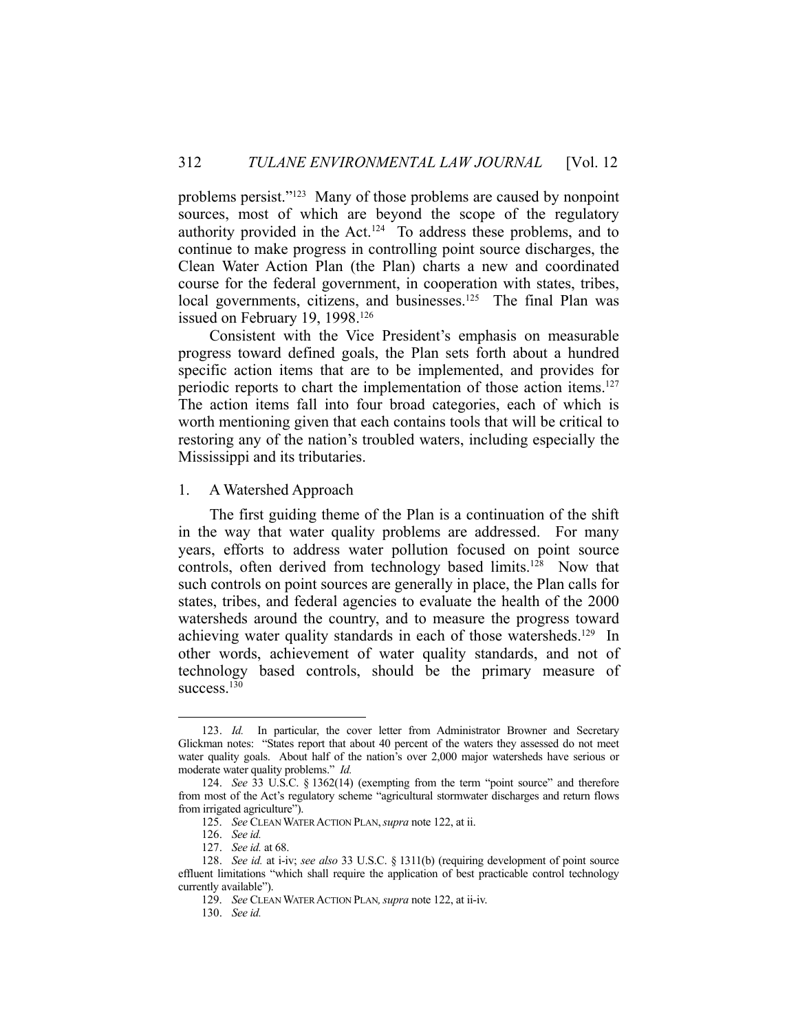problems persist."[123] Many of those problems are caused by nonpoint sources, most of which are beyond the scope of the regulatory authority provided in the Act.[124] To address these problems, and to continue to make progress in controlling point source discharges, the Clean Water Action Plan (the Plan) charts a new and coordinated course for the federal government, in cooperation with states, tribes, local governments, citizens, and businesses.[125] The final Plan was issued on February 19, 1998.[126]

Consistent with the Vice President's emphasis on measurable progress toward defined goals, the Plan sets forth about a hundred specific action items that are to be implemented, and provides for periodic reports to chart the implementation of those action items.[127] The action items fall into four broad categories, each of which is worth mentioning given that each contains tools that will be critical to restoring any of the nation's troubled waters, including especially the Mississippi and its tributaries.

### 1. A Watershed Approach

The first guiding theme of the Plan is a continuation of the shift in the way that water quality problems are addressed. For many years, efforts to address water pollution focused on point source controls, often derived from technology based limits.[128] Now that such controls on point sources are generally in place, the Plan calls for states, tribes, and federal agencies to evaluate the health of the 2000 watersheds around the country, and to measure the progress toward achieving water quality standards in each of those watersheds.[129] In other words, achievement of water quality standards, and not of technology based controls, should be the primary measure of success.[130]

---

123. *Id.* In particular, the cover letter from Administrator Browner and Secretary Glickman notes: "States report that about 40 percent of the waters they assessed do not meet water quality goals. About half of the nation's over 2,000 major watersheds have serious or moderate water quality problems." *Id.*

124. *See* 33 U.S.C. § 1362(14) (exempting from the term "point source" and therefore from most of the Act's regulatory scheme "agricultural stormwater discharges and return flows from irrigated agriculture").

125. *See* CLEAN WATER ACTION PLAN, *supra* note 122, at ii.

126. *See id.*

127. *See id.* at 68.

128. *See id.* at i-iv; *see also* 33 U.S.C. § 1311(b) (requiring development of point source effluent limitations "which shall require the application of best practicable control technology currently available").

129. *See* CLEAN WATER ACTION PLAN, *supra* note 122, at ii-iv.

130. *See id.*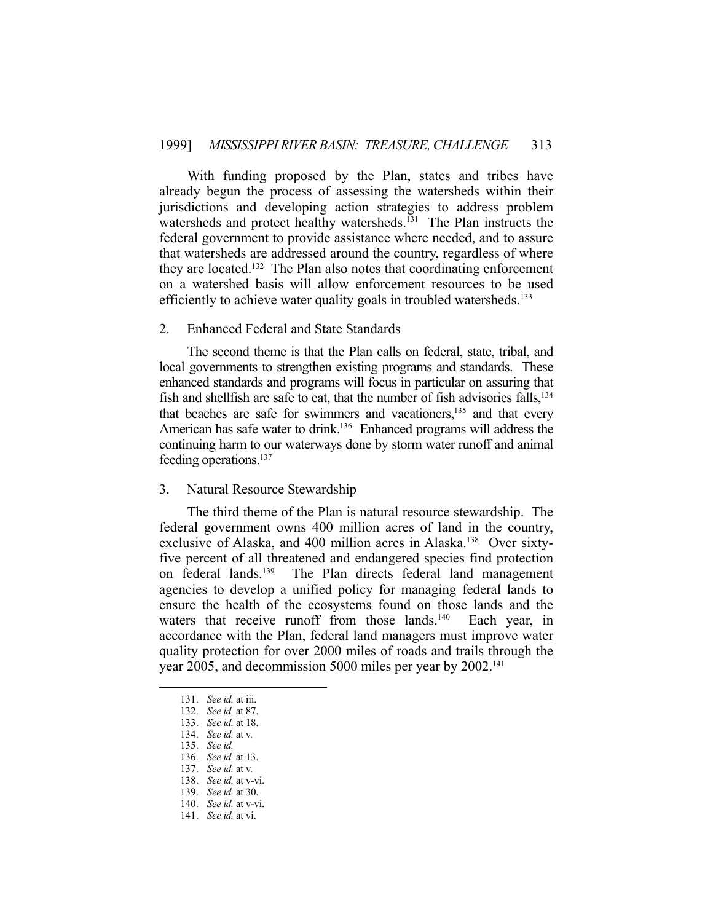With funding proposed by the Plan, states and tribes have already begun the process of assessing the watersheds within their jurisdictions and developing action strategies to address problem watersheds and protect healthy watersheds.[131] The Plan instructs the federal government to provide assistance where needed, and to assure that watersheds are addressed around the country, regardless of where they are located.[132] The Plan also notes that coordinating enforcement on a watershed basis will allow enforcement resources to be used efficiently to achieve water quality goals in troubled watersheds.[133]

### 2. Enhanced Federal and State Standards

The second theme is that the Plan calls on federal, state, tribal, and local governments to strengthen existing programs and standards. These enhanced standards and programs will focus in particular on assuring that fish and shellfish are safe to eat, that the number of fish advisories falls,[134] that beaches are safe for swimmers and vacationers,[135] and that every American has safe water to drink.[136] Enhanced programs will address the continuing harm to our waterways done by storm water runoff and animal feeding operations.[137]

### 3. Natural Resource Stewardship

The third theme of the Plan is natural resource stewardship. The federal government owns 400 million acres of land in the country, exclusive of Alaska, and 400 million acres in Alaska.[138] Over sixty-five percent of all threatened and endangered species find protection on federal lands.[139] The Plan directs federal land management agencies to develop a unified policy for managing federal lands to ensure the health of the ecosystems found on those lands and the waters that receive runoff from those lands.[140] Each year, in accordance with the Plan, federal land managers must improve water quality protection for over 2000 miles of roads and trails through the year 2005, and decommission 5000 miles per year by 2002.[141]

---

131. *See id.* at iii.
132. *See id.* at 87.
133. *See id.* at 18.
134. *See id.* at v.
135. *See id.*
136. *See id.* at 13.
137. *See id.* at v.
138. *See id.* at v-vi.
139. *See id.* at 30.
140. *See id.* at v-vi.
141. *See id.* at vi.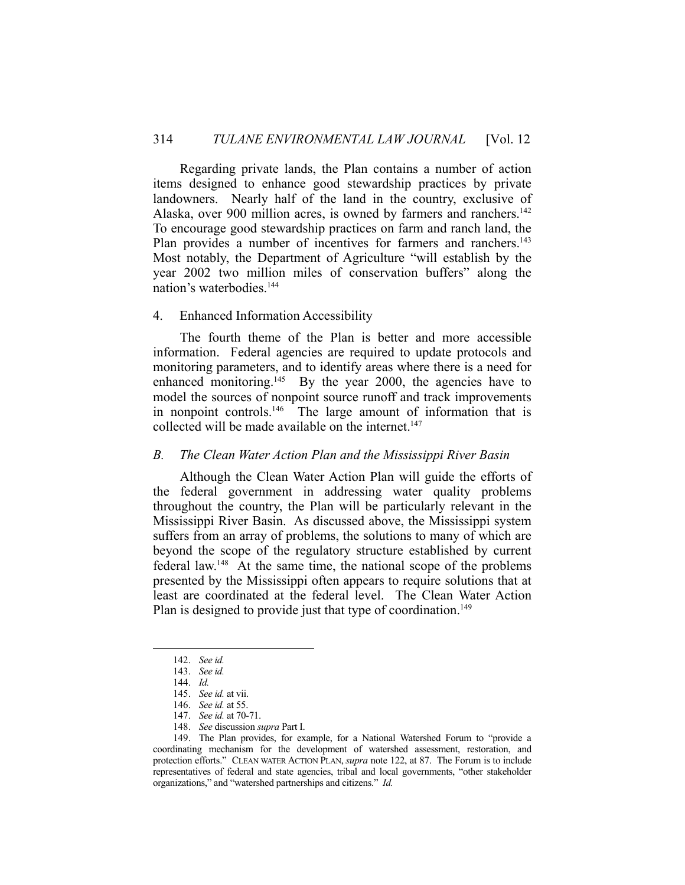Regarding private lands, the Plan contains a number of action items designed to enhance good stewardship practices by private landowners. Nearly half of the land in the country, exclusive of Alaska, over 900 million acres, is owned by farmers and ranchers.[142] To encourage good stewardship practices on farm and ranch land, the Plan provides a number of incentives for farmers and ranchers.[143] Most notably, the Department of Agriculture "will establish by the year 2002 two million miles of conservation buffers" along the nation's waterbodies.[144]

#### 4. Enhanced Information Accessibility

The fourth theme of the Plan is better and more accessible information. Federal agencies are required to update protocols and monitoring parameters, and to identify areas where there is a need for enhanced monitoring.[145] By the year 2000, the agencies have to model the sources of nonpoint source runoff and track improvements in nonpoint controls.[146] The large amount of information that is collected will be made available on the internet.[147]

### *B. The Clean Water Action Plan and the Mississippi River Basin*

Although the Clean Water Action Plan will guide the efforts of the federal government in addressing water quality problems throughout the country, the Plan will be particularly relevant in the Mississippi River Basin. As discussed above, the Mississippi system suffers from an array of problems, the solutions to many of which are beyond the scope of the regulatory structure established by current federal law.[148] At the same time, the national scope of the problems presented by the Mississippi often appears to require solutions that at least are coordinated at the federal level. The Clean Water Action Plan is designed to provide just that type of coordination.[149]

---

142. *See id.*

143. *See id.*

144. *Id.*

145. *See id.* at vii.

146. *See id.* at 55.

147. *See id.* at 70-71.

148. *See* discussion *supra* Part I.

149. The Plan provides, for example, for a National Watershed Forum to "provide a coordinating mechanism for the development of watershed assessment, restoration, and protection efforts." CLEAN WATER ACTION PLAN, *supra* note 122, at 87. The Forum is to include representatives of federal and state agencies, tribal and local governments, "other stakeholder organizations," and "watershed partnerships and citizens." *Id.*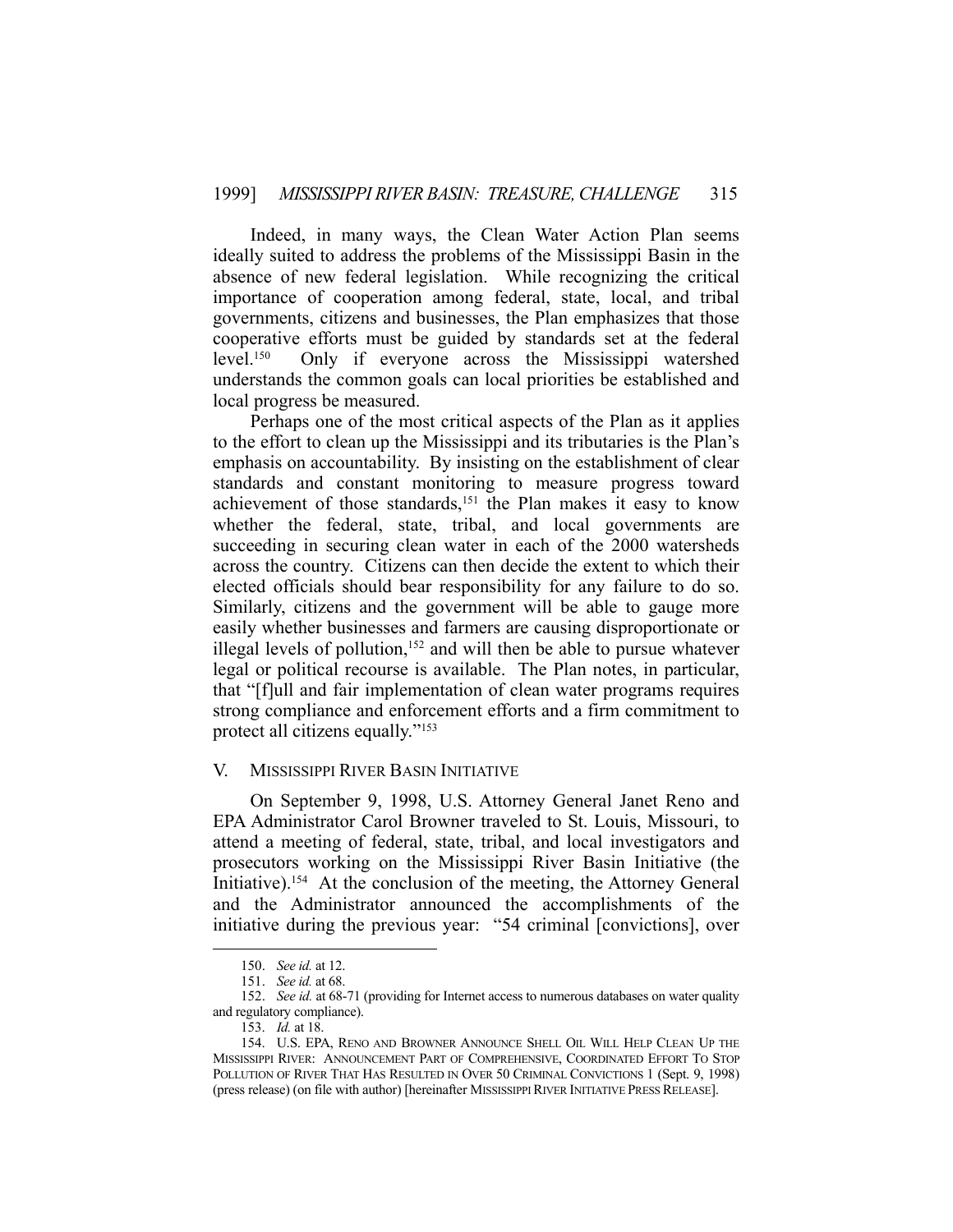Indeed, in many ways, the Clean Water Action Plan seems ideally suited to address the problems of the Mississippi Basin in the absence of new federal legislation. While recognizing the critical importance of cooperation among federal, state, local, and tribal governments, citizens and businesses, the Plan emphasizes that those cooperative efforts must be guided by standards set at the federal level.[150] Only if everyone across the Mississippi watershed understands the common goals can local priorities be established and local progress be measured.

Perhaps one of the most critical aspects of the Plan as it applies to the effort to clean up the Mississippi and its tributaries is the Plan's emphasis on accountability. By insisting on the establishment of clear standards and constant monitoring to measure progress toward achievement of those standards,[151] the Plan makes it easy to know whether the federal, state, tribal, and local governments are succeeding in securing clean water in each of the 2000 watersheds across the country. Citizens can then decide the extent to which their elected officials should bear responsibility for any failure to do so. Similarly, citizens and the government will be able to gauge more easily whether businesses and farmers are causing disproportionate or illegal levels of pollution,[152] and will then be able to pursue whatever legal or political recourse is available. The Plan notes, in particular, that "[f]ull and fair implementation of clean water programs requires strong compliance and enforcement efforts and a firm commitment to protect all citizens equally."[153]

## V. MISSISSIPPI RIVER BASIN INITIATIVE

On September 9, 1998, U.S. Attorney General Janet Reno and EPA Administrator Carol Browner traveled to St. Louis, Missouri, to attend a meeting of federal, state, tribal, and local investigators and prosecutors working on the Mississippi River Basin Initiative (the Initiative).[154] At the conclusion of the meeting, the Attorney General and the Administrator announced the accomplishments of the initiative during the previous year: "54 criminal [convictions], over

---

150. *See id.* at 12.

151. *See id.* at 68.

152. *See id.* at 68-71 (providing for Internet access to numerous databases on water quality and regulatory compliance).

153. *Id.* at 18.

154. U.S. EPA, RENO AND BROWNER ANNOUNCE SHELL OIL WILL HELP CLEAN UP THE MISSISSIPPI RIVER: ANNOUNCEMENT PART OF COMPREHENSIVE, COORDINATED EFFORT TO STOP POLLUTION OF RIVER THAT HAS RESULTED IN OVER 50 CRIMINAL CONVICTIONS 1 (Sept. 9, 1998) (press release) (on file with author) [hereinafter MISSISSIPPI RIVER INITIATIVE PRESS RELEASE].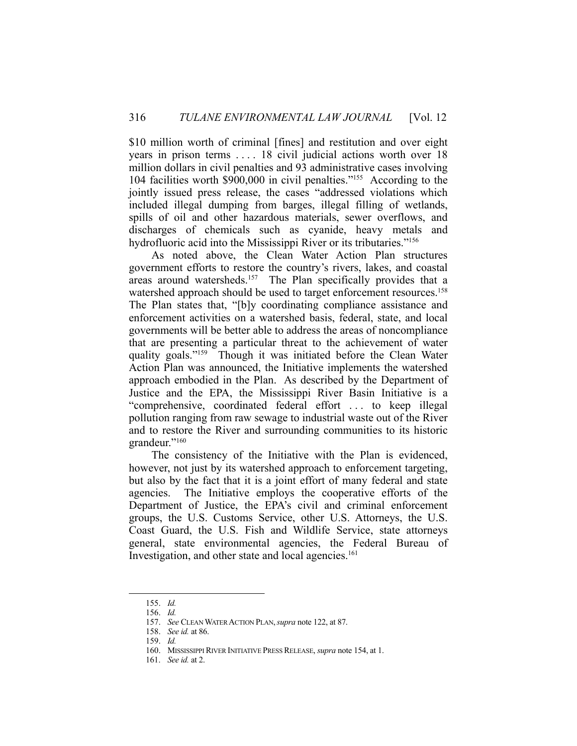$10 million worth of criminal [fines] and restitution and over eight years in prison terms . . . . 18 civil judicial actions worth over 18 million dollars in civil penalties and 93 administrative cases involving 104 facilities worth $900,000 in civil penalties."[155] According to the jointly issued press release, the cases "addressed violations which included illegal dumping from barges, illegal filling of wetlands, spills of oil and other hazardous materials, sewer overflows, and discharges of chemicals such as cyanide, heavy metals and hydrofluoric acid into the Mississippi River or its tributaries."[156]

As noted above, the Clean Water Action Plan structures government efforts to restore the country's rivers, lakes, and coastal areas around watersheds.[157] The Plan specifically provides that a watershed approach should be used to target enforcement resources.[158] The Plan states that, "[b]y coordinating compliance assistance and enforcement activities on a watershed basis, federal, state, and local governments will be better able to address the areas of noncompliance that are presenting a particular threat to the achievement of water quality goals."[159] Though it was initiated before the Clean Water Action Plan was announced, the Initiative implements the watershed approach embodied in the Plan. As described by the Department of Justice and the EPA, the Mississippi River Basin Initiative is a "comprehensive, coordinated federal effort . . . to keep illegal pollution ranging from raw sewage to industrial waste out of the River and to restore the River and surrounding communities to its historic grandeur."[160]

The consistency of the Initiative with the Plan is evidenced, however, not just by its watershed approach to enforcement targeting, but also by the fact that it is a joint effort of many federal and state agencies. The Initiative employs the cooperative efforts of the Department of Justice, the EPA's civil and criminal enforcement groups, the U.S. Customs Service, other U.S. Attorneys, the U.S. Coast Guard, the U.S. Fish and Wildlife Service, state attorneys general, state environmental agencies, the Federal Bureau of Investigation, and other state and local agencies.[161]

---

155. *Id.*
156. *Id.*
157. *See* CLEAN WATER ACTION PLAN, *supra* note 122, at 87.
158. *See id.* at 86.
159. *Id.*
160. MISSISSIPPI RIVER INITIATIVE PRESS RELEASE, *supra* note 154, at 1.
161. *See id.* at 2.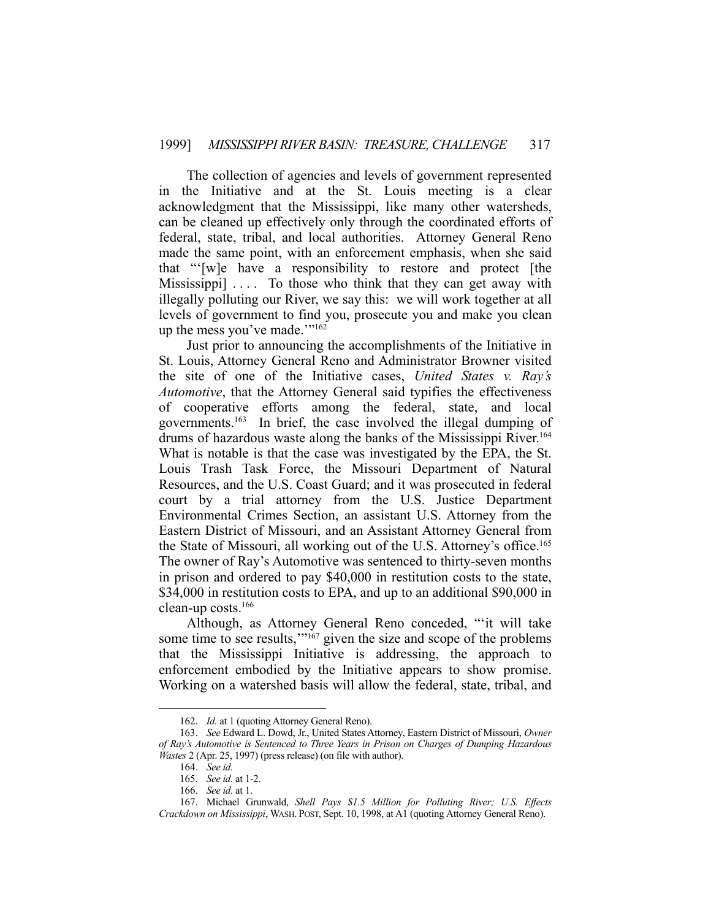The collection of agencies and levels of government represented in the Initiative and at the St. Louis meeting is a clear acknowledgment that the Mississippi, like many other watersheds, can be cleaned up effectively only through the coordinated efforts of federal, state, tribal, and local authorities. Attorney General Reno made the same point, with an enforcement emphasis, when she said that "'[w]e have a responsibility to restore and protect [the Mississippi] . . . . To those who think that they can get away with illegally polluting our River, we say this: we will work together at all levels of government to find you, prosecute you and make you clean up the mess you've made.'"[162]

Just prior to announcing the accomplishments of the Initiative in St. Louis, Attorney General Reno and Administrator Browner visited the site of one of the Initiative cases, *United States v. Ray's Automotive*, that the Attorney General said typifies the effectiveness of cooperative efforts among the federal, state, and local governments.[163] In brief, the case involved the illegal dumping of drums of hazardous waste along the banks of the Mississippi River.[164] What is notable is that the case was investigated by the EPA, the St. Louis Trash Task Force, the Missouri Department of Natural Resources, and the U.S. Coast Guard; and it was prosecuted in federal court by a trial attorney from the U.S. Justice Department Environmental Crimes Section, an assistant U.S. Attorney from the Eastern District of Missouri, and an Assistant Attorney General from the State of Missouri, all working out of the U.S. Attorney's office.[165] The owner of Ray's Automotive was sentenced to thirty-seven months in prison and ordered to pay $40,000 in restitution costs to the state, $34,000 in restitution costs to EPA, and up to an additional $90,000 in clean-up costs.[166]

Although, as Attorney General Reno conceded, "'it will take some time to see results,'"[167] given the size and scope of the problems that the Mississippi Initiative is addressing, the approach to enforcement embodied by the Initiative appears to show promise. Working on a watershed basis will allow the federal, state, tribal, and

---

162. *Id.* at 1 (quoting Attorney General Reno).

163. *See* Edward L. Dowd, Jr., United States Attorney, Eastern District of Missouri, *Owner of Ray's Automotive is Sentenced to Three Years in Prison on Charges of Dumping Hazardous Wastes* 2 (Apr. 25, 1997) (press release) (on file with author).

164. *See id.*

165. *See id.* at 1-2.

166. *See id.* at 1.

167. Michael Grunwald, *Shell Pays $1.5 Million for Polluting River; U.S. Effects Crackdown on Mississippi*, WASH. POST, Sept. 10, 1998, at A1 (quoting Attorney General Reno).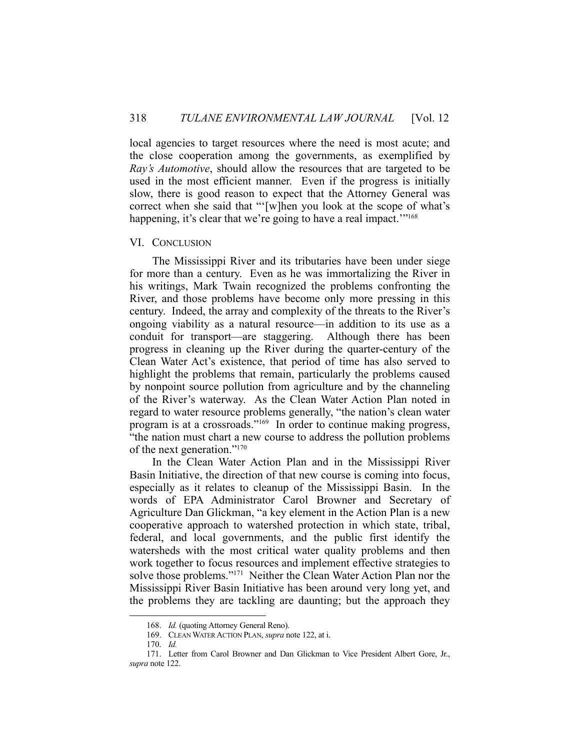local agencies to target resources where the need is most acute; and the close cooperation among the governments, as exemplified by *Ray's Automotive*, should allow the resources that are targeted to be used in the most efficient manner. Even if the progress is initially slow, there is good reason to expect that the Attorney General was correct when she said that "'[w]hen you look at the scope of what's happening, it's clear that we're going to have a real impact.'"[168]

## VI. CONCLUSION

The Mississippi River and its tributaries have been under siege for more than a century. Even as he was immortalizing the River in his writings, Mark Twain recognized the problems confronting the River, and those problems have become only more pressing in this century. Indeed, the array and complexity of the threats to the River's ongoing viability as a natural resource—in addition to its use as a conduit for transport—are staggering. Although there has been progress in cleaning up the River during the quarter-century of the Clean Water Act's existence, that period of time has also served to highlight the problems that remain, particularly the problems caused by nonpoint source pollution from agriculture and by the channeling of the River's waterway. As the Clean Water Action Plan noted in regard to water resource problems generally, "the nation's clean water program is at a crossroads."[169] In order to continue making progress, "the nation must chart a new course to address the pollution problems of the next generation."[170]

In the Clean Water Action Plan and in the Mississippi River Basin Initiative, the direction of that new course is coming into focus, especially as it relates to cleanup of the Mississippi Basin. In the words of EPA Administrator Carol Browner and Secretary of Agriculture Dan Glickman, "a key element in the Action Plan is a new cooperative approach to watershed protection in which state, tribal, federal, and local governments, and the public first identify the watersheds with the most critical water quality problems and then work together to focus resources and implement effective strategies to solve those problems."[171] Neither the Clean Water Action Plan nor the Mississippi River Basin Initiative has been around very long yet, and the problems they are tackling are daunting; but the approach they

---

168. *Id.* (quoting Attorney General Reno).

169. CLEAN WATER ACTION PLAN, *supra* note 122, at i.

170. *Id.*

171. Letter from Carol Browner and Dan Glickman to Vice President Albert Gore, Jr., *supra* note 122.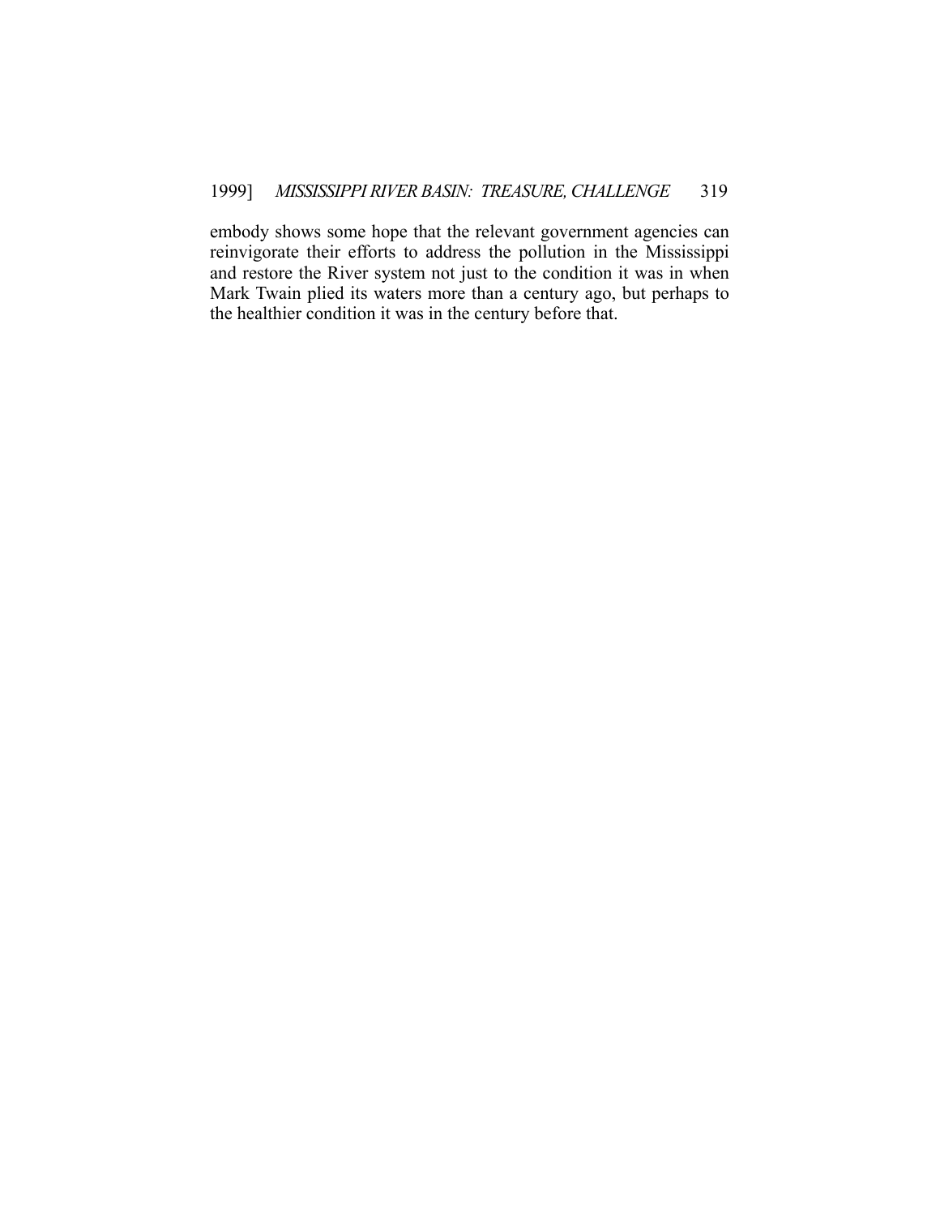embody shows some hope that the relevant government agencies can reinvigorate their efforts to address the pollution in the Mississippi and restore the River system not just to the condition it was in when Mark Twain plied its waters more than a century ago, but perhaps to the healthier condition it was in the century before that.